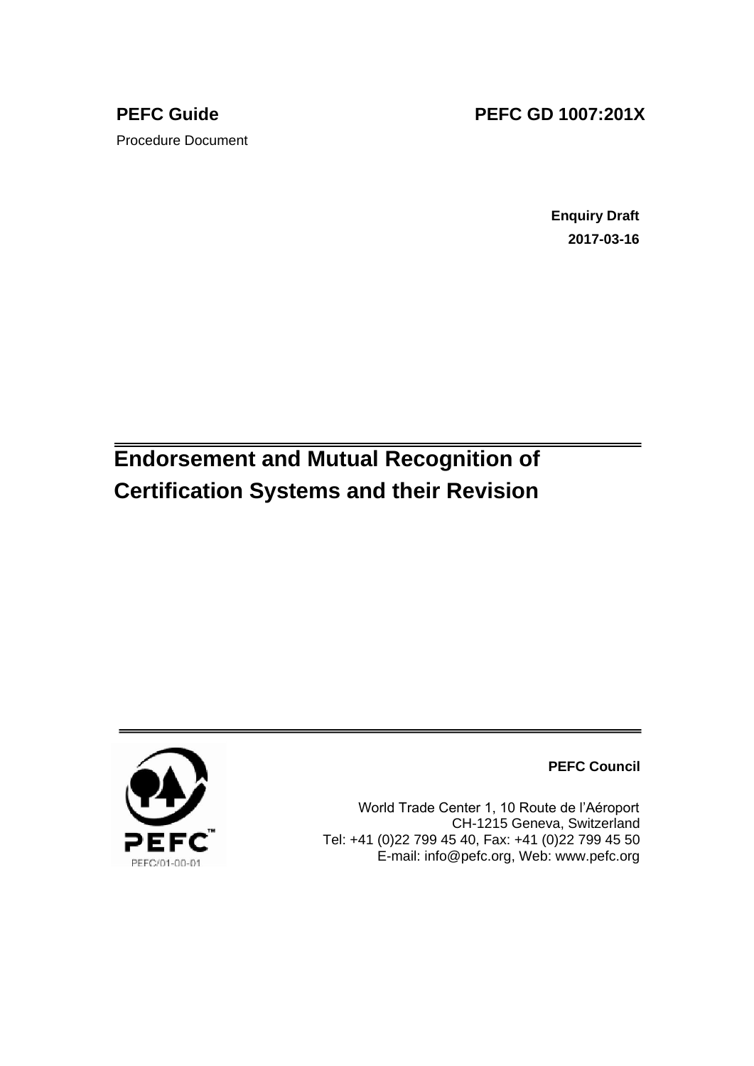**PEFC Guide** **PEFC GD 1007:201X**

Procedure Document

**Enquiry Draft**

**2017-03-16**

# Endorsement and Mutual Recognition of Certification Systems and their Revision

PEFC/01-00-01

**PEFC Council**

World Trade Center 1, 10 Route de l'Aéroport
CH-1215 Geneva, Switzerland
Tel: +41 (0)22 799 45 40, Fax: +41 (0)22 799 45 50
E-mail: info@pefc.org, Web: www.pefc.org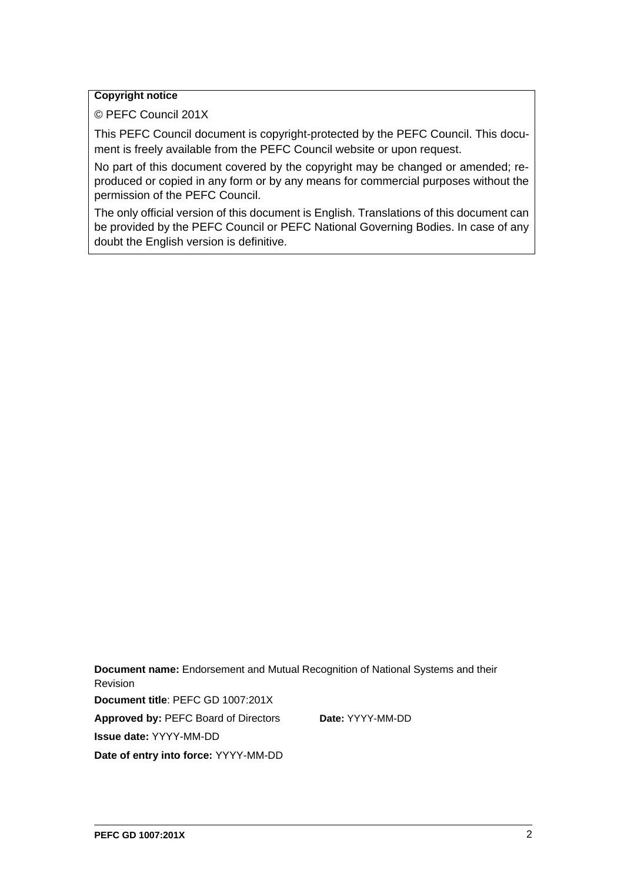**Copyright notice**

© PEFC Council 201X

This PEFC Council document is copyright-protected by the PEFC Council. This document is freely available from the PEFC Council website or upon request.

No part of this document covered by the copyright may be changed or amended; reproduced or copied in any form or by any means for commercial purposes without the permission of the PEFC Council.

The only official version of this document is English. Translations of this document can be provided by the PEFC Council or PEFC National Governing Bodies. In case of any doubt the English version is definitive.

**Document name:** Endorsement and Mutual Recognition of National Systems and their Revision

**Document title**: PEFC GD 1007:201X

**Approved by:** PEFC Board of Directors **Date:** YYYY-MM-DD

**Issue date:** YYYY-MM-DD

**Date of entry into force:** YYYY-MM-DD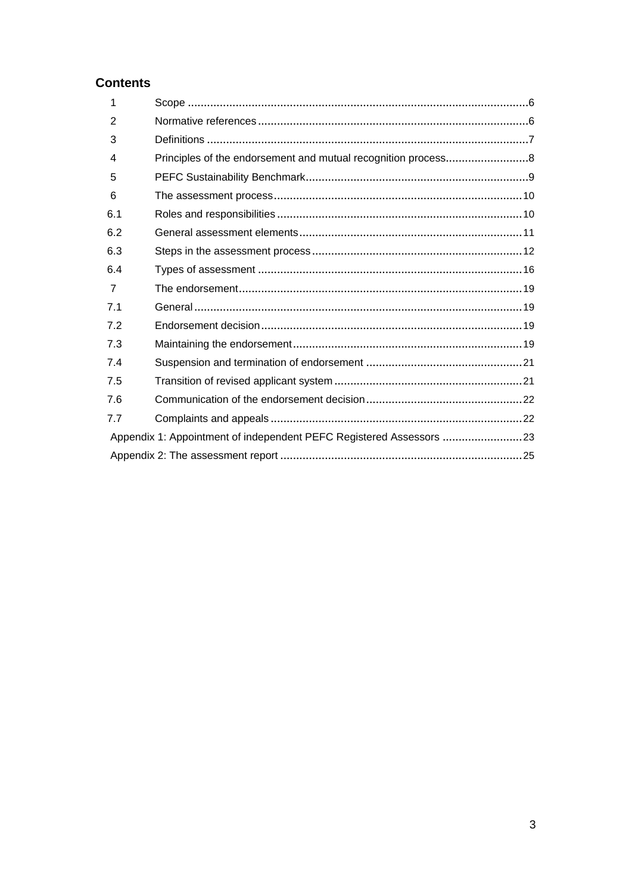## Contents

| | | |
|---|---|---|
| 1 | Scope | 6 |
| 2 | Normative references | 6 |
| 3 | Definitions | 7 |
| 4 | Principles of the endorsement and mutual recognition process | 8 |
| 5 | PEFC Sustainability Benchmark | 9 |
| 6 | The assessment process | 10 |
| 6.1 | Roles and responsibilities | 10 |
| 6.2 | General assessment elements | 11 |
| 6.3 | Steps in the assessment process | 12 |
| 6.4 | Types of assessment | 16 |
| 7 | The endorsement | 19 |
| 7.1 | General | 19 |
| 7.2 | Endorsement decision | 19 |
| 7.3 | Maintaining the endorsement | 19 |
| 7.4 | Suspension and termination of endorsement | 21 |
| 7.5 | Transition of revised applicant system | 21 |
| 7.6 | Communication of the endorsement decision | 22 |
| 7.7 | Complaints and appeals | 22 |
| | Appendix 1: Appointment of independent PEFC Registered Assessors | 23 |
| | Appendix 2: The assessment report | 25 |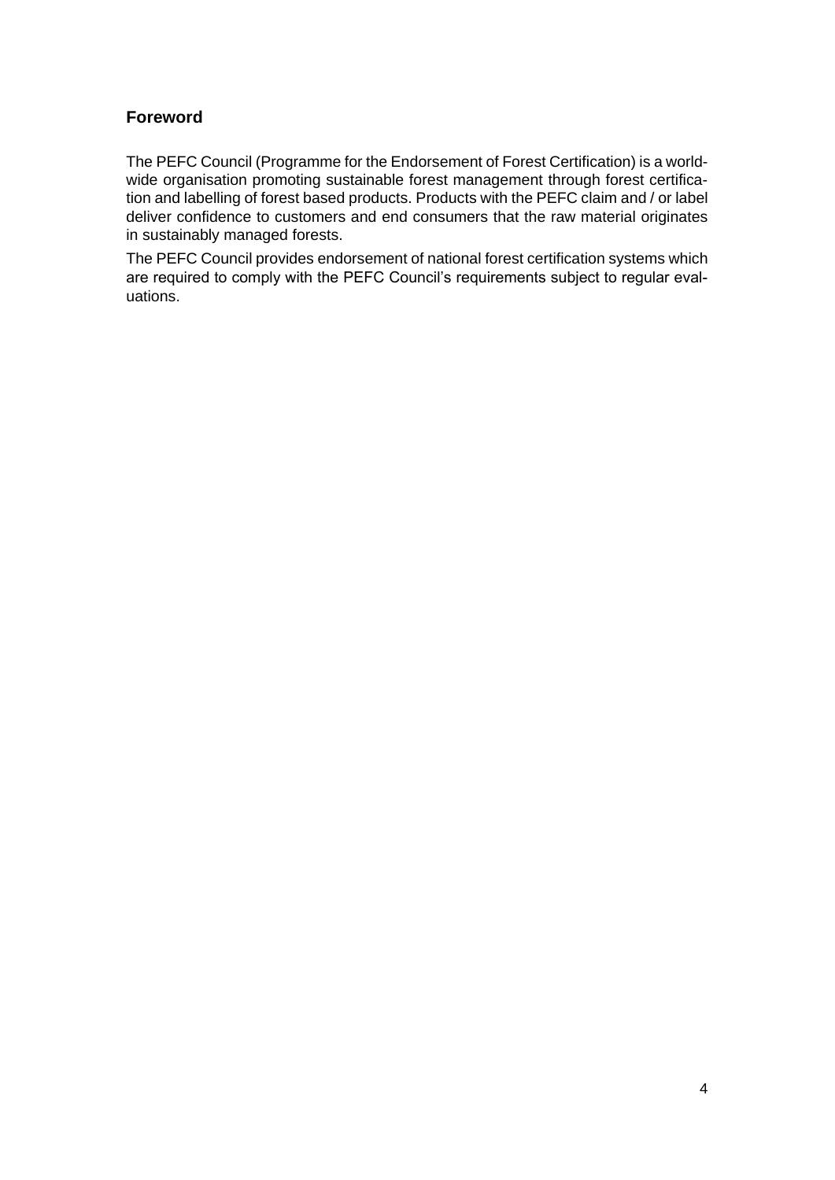## Foreword

The PEFC Council (Programme for the Endorsement of Forest Certification) is a worldwide organisation promoting sustainable forest management through forest certification and labelling of forest based products. Products with the PEFC claim and / or label deliver confidence to customers and end consumers that the raw material originates in sustainably managed forests.

The PEFC Council provides endorsement of national forest certification systems which are required to comply with the PEFC Council's requirements subject to regular evaluations.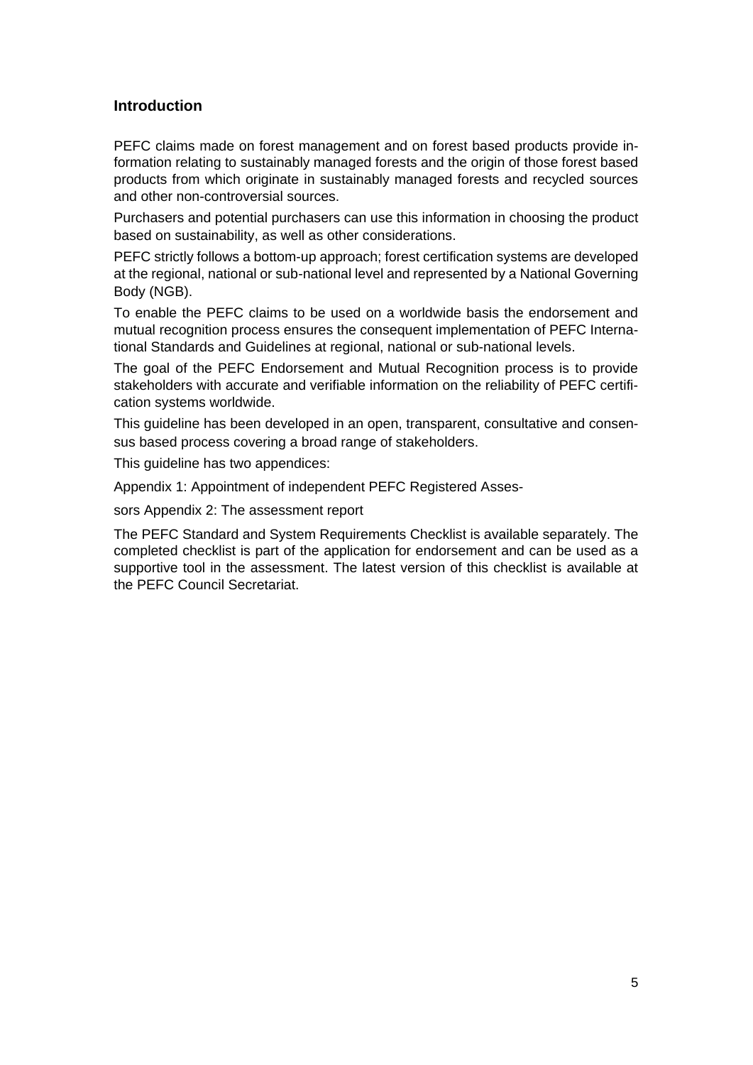## Introduction

PEFC claims made on forest management and on forest based products provide information relating to sustainably managed forests and the origin of those forest based products from which originate in sustainably managed forests and recycled sources and other non-controversial sources.

Purchasers and potential purchasers can use this information in choosing the product based on sustainability, as well as other considerations.

PEFC strictly follows a bottom-up approach; forest certification systems are developed at the regional, national or sub-national level and represented by a National Governing Body (NGB).

To enable the PEFC claims to be used on a worldwide basis the endorsement and mutual recognition process ensures the consequent implementation of PEFC International Standards and Guidelines at regional, national or sub-national levels.

The goal of the PEFC Endorsement and Mutual Recognition process is to provide stakeholders with accurate and verifiable information on the reliability of PEFC certification systems worldwide.

This guideline has been developed in an open, transparent, consultative and consensus based process covering a broad range of stakeholders.

This guideline has two appendices:

Appendix 1: Appointment of independent PEFC Registered Assessors

Appendix 2: The assessment report

The PEFC Standard and System Requirements Checklist is available separately. The completed checklist is part of the application for endorsement and can be used as a supportive tool in the assessment. The latest version of this checklist is available at the PEFC Council Secretariat.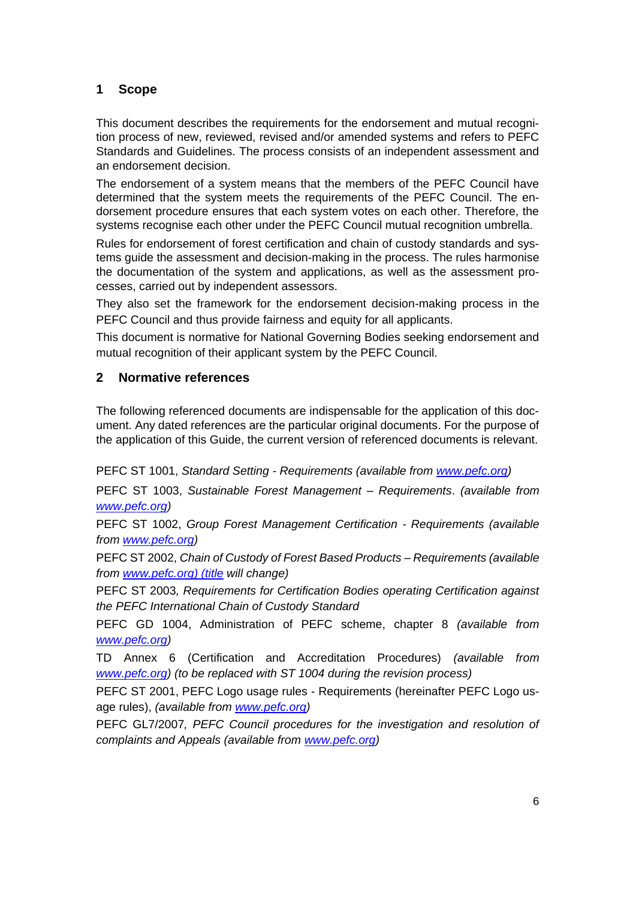## 1 Scope

This document describes the requirements for the endorsement and mutual recognition process of new, reviewed, revised and/or amended systems and refers to PEFC Standards and Guidelines. The process consists of an independent assessment and an endorsement decision.

The endorsement of a system means that the members of the PEFC Council have determined that the system meets the requirements of the PEFC Council. The endorsement procedure ensures that each system votes on each other. Therefore, the systems recognise each other under the PEFC Council mutual recognition umbrella.

Rules for endorsement of forest certification and chain of custody standards and systems guide the assessment and decision-making in the process. The rules harmonise the documentation of the system and applications, as well as the assessment processes, carried out by independent assessors.

They also set the framework for the endorsement decision-making process in the PEFC Council and thus provide fairness and equity for all applicants.

This document is normative for National Governing Bodies seeking endorsement and mutual recognition of their applicant system by the PEFC Council.

## 2 Normative references

The following referenced documents are indispensable for the application of this document. Any dated references are the particular original documents. For the purpose of the application of this Guide, the current version of referenced documents is relevant.

PEFC ST 1001, *Standard Setting - Requirements (available from www.pefc.org)*

PEFC ST 1003, *Sustainable Forest Management – Requirements*. *(available from www.pefc.org)*

PEFC ST 1002, *Group Forest Management Certification - Requirements (available from www.pefc.org)*

PEFC ST 2002, *Chain of Custody of Forest Based Products – Requirements (available from www.pefc.org) (title will change)*

PEFC ST 2003*, Requirements for Certification Bodies operating Certification against the PEFC International Chain of Custody Standard*

PEFC GD 1004, Administration of PEFC scheme, chapter 8 *(available from www.pefc.org)*

TD Annex 6 (Certification and Accreditation Procedures) *(available from www.pefc.org) (to be replaced with ST 1004 during the revision process)*

PEFC ST 2001, PEFC Logo usage rules - Requirements (hereinafter PEFC Logo usage rules), *(available from www.pefc.org)*

PEFC GL7/2007*, PEFC Council procedures for the investigation and resolution of complaints and Appeals (available from www.pefc.org)*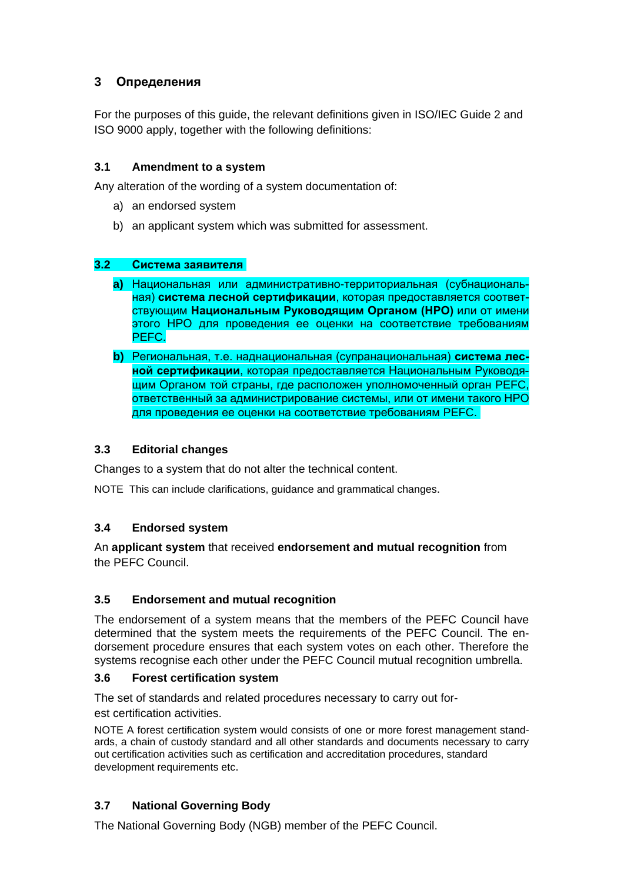## 3 Определения

For the purposes of this guide, the relevant definitions given in ISO/IEC Guide 2 and ISO 9000 apply, together with the following definitions:

### 3.1 Amendment to a system

Any alteration of the wording of a system documentation of:

a) an endorsed system

b) an applicant system which was submitted for assessment.

### 3.2 Система заявителя

**a)** Национальная или административно-территориальная (субнациональная) **система лесной сертификации**, которая предоставляется соответствующим **Национальным Руководящим Органом (НРО)** или от имени этого НРО для проведения ее оценки на соответствие требованиям PEFC.

**b)** Региональная, т.е. наднациональная (супранациональная) **система лесной сертификации**, которая предоставляется Национальным Руководящим Органом той страны, где расположен уполномоченный орган PEFC, ответственный за администрирование системы, или от имени такого НРО для проведения ее оценки на соответствие требованиям PEFC.

### 3.3 Editorial changes

Changes to a system that do not alter the technical content.

NOTE This can include clarifications, guidance and grammatical changes.

### 3.4 Endorsed system

An **applicant system** that received **endorsement and mutual recognition** from the PEFC Council.

### 3.5 Endorsement and mutual recognition

The endorsement of a system means that the members of the PEFC Council have determined that the system meets the requirements of the PEFC Council. The endorsement procedure ensures that each system votes on each other. Therefore the systems recognise each other under the PEFC Council mutual recognition umbrella.

### 3.6 Forest certification system

The set of standards and related procedures necessary to carry out forest certification activities.

NOTE A forest certification system would consists of one or more forest management standards, a chain of custody standard and all other standards and documents necessary to carry out certification activities such as certification and accreditation procedures, standard development requirements etc.

### 3.7 National Governing Body

The National Governing Body (NGB) member of the PEFC Council.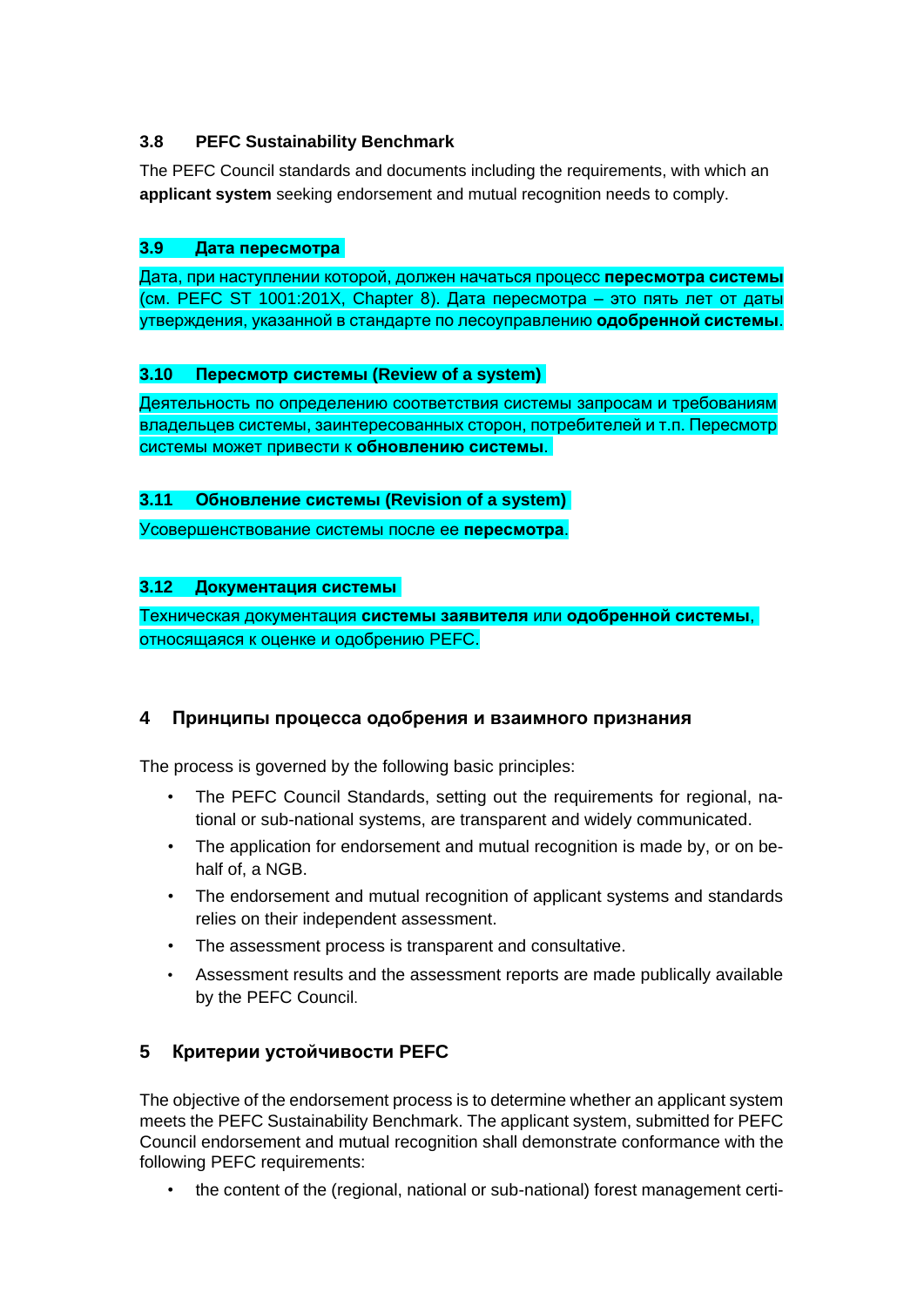### 3.8 PEFC Sustainability Benchmark

The PEFC Council standards and documents including the requirements, with which an **applicant system** seeking endorsement and mutual recognition needs to comply.

### 3.9 Дата пересмотра

Дата, при наступлении которой, должен начаться процесс **пересмотра системы** (см. PEFC ST 1001:201X, Chapter 8). Дата пересмотра – это пять лет от даты утверждения, указанной в стандарте по лесоуправлению **одобренной системы**.

### 3.10 Пересмотр системы (Review of a system)

Деятельность по определению соответствия системы запросам и требованиям владельцев системы, заинтересованных сторон, потребителей и т.п. Пересмотр системы может привести к **обновлению системы**.

### 3.11 Обновление системы (Revision of a system)

Усовершенствование системы после ее **пересмотра**.

### 3.12 Документация системы

Техническая документация **системы заявителя** или **одобренной системы**, относящаяся к оценке и одобрению PEFC.

## 4 Принципы процесса одобрения и взаимного признания

The process is governed by the following basic principles:

- The PEFC Council Standards, setting out the requirements for regional, national or sub-national systems, are transparent and widely communicated.
- The application for endorsement and mutual recognition is made by, or on behalf of, a NGB.
- The endorsement and mutual recognition of applicant systems and standards relies on their independent assessment.
- The assessment process is transparent and consultative.
- Assessment results and the assessment reports are made publically available by the PEFC Council.

## 5 Критерии устойчивости PEFC

The objective of the endorsement process is to determine whether an applicant system meets the PEFC Sustainability Benchmark. The applicant system, submitted for PEFC Council endorsement and mutual recognition shall demonstrate conformance with the following PEFC requirements:

- the content of the (regional, national or sub-national) forest management certi-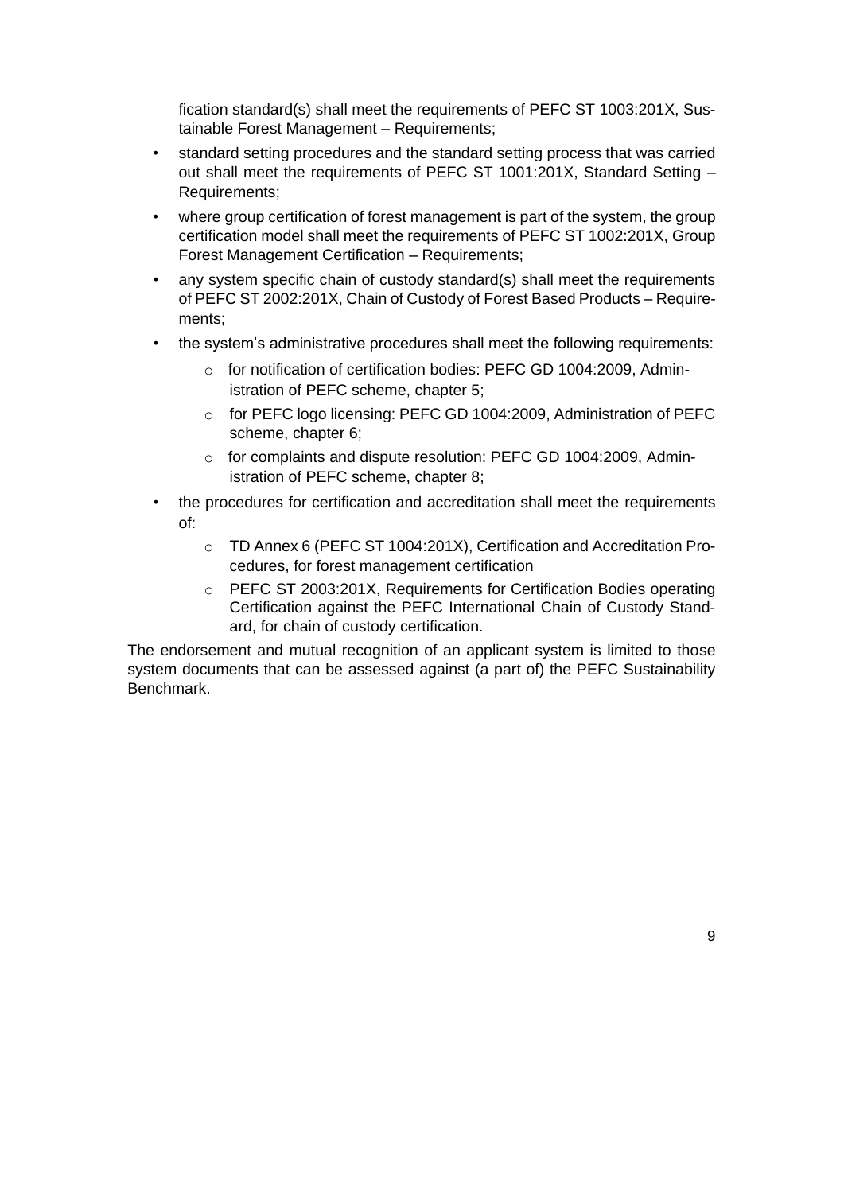fication standard(s) shall meet the requirements of PEFC ST 1003:201X, Sustainable Forest Management – Requirements;

- standard setting procedures and the standard setting process that was carried out shall meet the requirements of PEFC ST 1001:201X, Standard Setting – Requirements;
- where group certification of forest management is part of the system, the group certification model shall meet the requirements of PEFC ST 1002:201X, Group Forest Management Certification – Requirements;
- any system specific chain of custody standard(s) shall meet the requirements of PEFC ST 2002:201X, Chain of Custody of Forest Based Products – Requirements;
- the system's administrative procedures shall meet the following requirements:
  - for notification of certification bodies: PEFC GD 1004:2009, Administration of PEFC scheme, chapter 5;
  - for PEFC logo licensing: PEFC GD 1004:2009, Administration of PEFC scheme, chapter 6;
  - for complaints and dispute resolution: PEFC GD 1004:2009, Administration of PEFC scheme, chapter 8;
- the procedures for certification and accreditation shall meet the requirements of:
  - TD Annex 6 (PEFC ST 1004:201X), Certification and Accreditation Procedures, for forest management certification
  - PEFC ST 2003:201X, Requirements for Certification Bodies operating Certification against the PEFC International Chain of Custody Standard, for chain of custody certification.

The endorsement and mutual recognition of an applicant system is limited to those system documents that can be assessed against (a part of) the PEFC Sustainability Benchmark.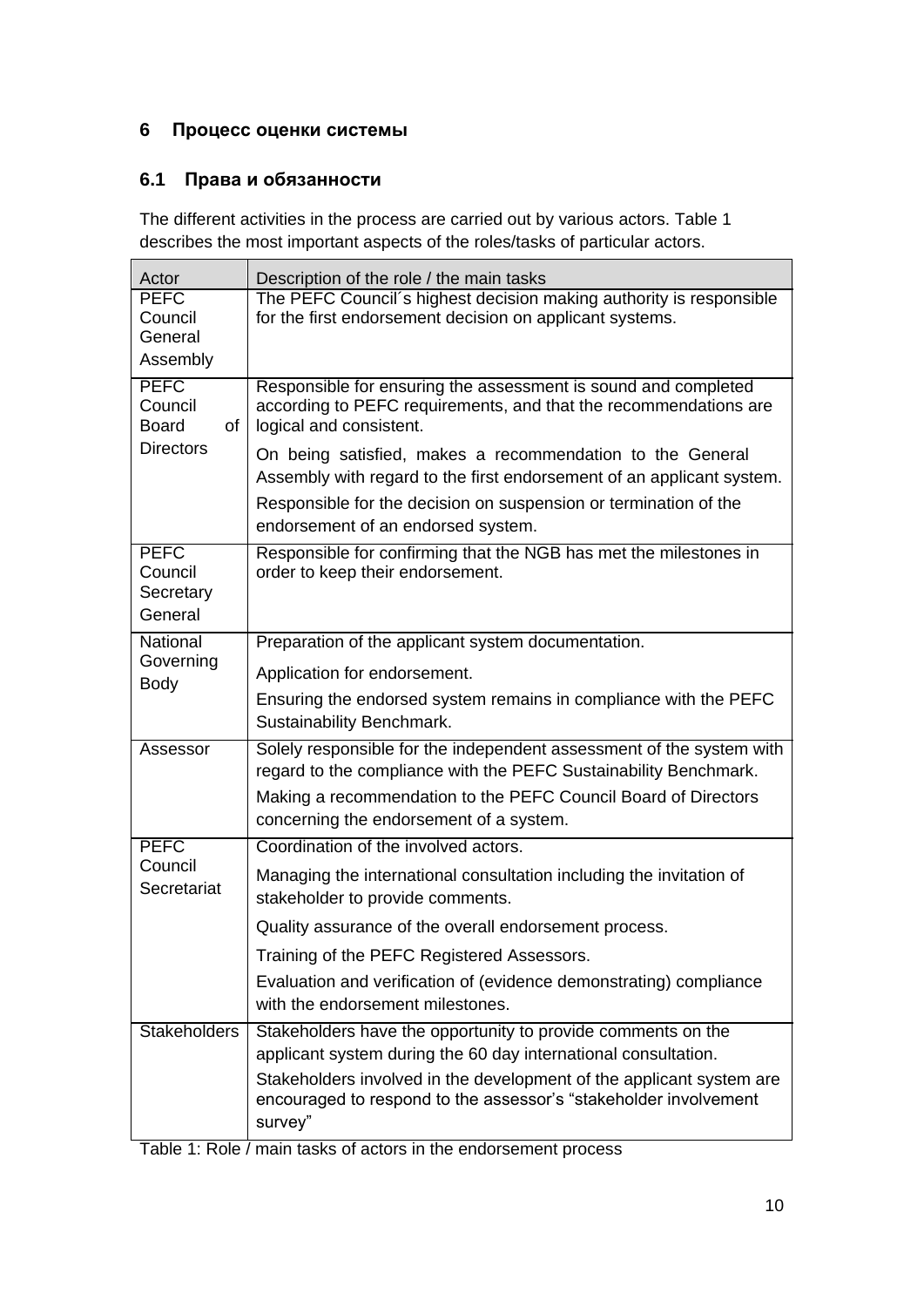## 6 Процесс оценки системы

### 6.1 Права и обязанности

The different activities in the process are carried out by various actors. Table 1 describes the most important aspects of the roles/tasks of particular actors.

| Actor | Description of the role / the main tasks |
| --- | --- |
| PEFC Council General Assembly | The PEFC Council´s highest decision making authority is responsible for the first endorsement decision on applicant systems. |
| PEFC Council Board of Directors | Responsible for ensuring the assessment is sound and completed according to PEFC requirements, and that the recommendations are logical and consistent.<br>On being satisfied, makes a recommendation to the General Assembly with regard to the first endorsement of an applicant system.<br>Responsible for the decision on suspension or termination of the endorsement of an endorsed system. |
| PEFC Council Secretary General | Responsible for confirming that the NGB has met the milestones in order to keep their endorsement. |
| National Governing Body | Preparation of the applicant system documentation.<br>Application for endorsement.<br>Ensuring the endorsed system remains in compliance with the PEFC Sustainability Benchmark. |
| Assessor | Solely responsible for the independent assessment of the system with regard to the compliance with the PEFC Sustainability Benchmark.<br>Making a recommendation to the PEFC Council Board of Directors concerning the endorsement of a system. |
| PEFC Council Secretariat | Coordination of the involved actors.<br>Managing the international consultation including the invitation of stakeholder to provide comments.<br>Quality assurance of the overall endorsement process.<br>Training of the PEFC Registered Assessors.<br>Evaluation and verification of (evidence demonstrating) compliance with the endorsement milestones. |
| Stakeholders | Stakeholders have the opportunity to provide comments on the applicant system during the 60 day international consultation.<br>Stakeholders involved in the development of the applicant system are encouraged to respond to the assessor's "stakeholder involvement survey" |

Table 1: Role / main tasks of actors in the endorsement process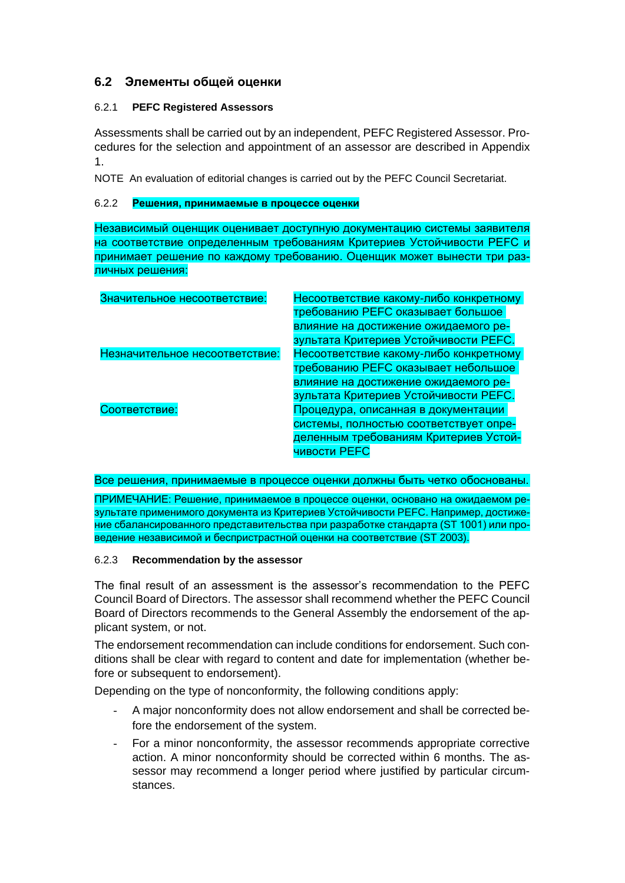## 6.2 Элементы общей оценки

### 6.2.1 PEFC Registered Assessors

Assessments shall be carried out by an independent, PEFC Registered Assessor. Procedures for the selection and appointment of an assessor are described in Appendix 1.

NOTE An evaluation of editorial changes is carried out by the PEFC Council Secretariat.

### 6.2.2 Решения, принимаемые в процессе оценки

Независимый оценщик оценивает доступную документацию системы заявителя на соответствие определенным требованиям Критериев Устойчивости PEFC и принимает решение по каждому требованию. Оценщик может вынести три различных решения:

| | |
|---|---|
| Значительное несоответствие: | Несоответствие какому-либо конкретному требованию PEFC оказывает большое влияние на достижение ожидаемого результата Критериев Устойчивости PEFC. |
| Незначительное несоответствие: | Несоответствие какому-либо конкретному требованию PEFC оказывает небольшое влияние на достижение ожидаемого результата Критериев Устойчивости PEFC. |
| Соответствие: | Процедура, описанная в документации системы, полностью соответствует определенным требованиям Критериев Устойчивости PEFC |

Все решения, принимаемые в процессе оценки должны быть четко обоснованы.

ПРИМЕЧАНИЕ: Решение, принимаемое в процессе оценки, основано на ожидаемом результате применимого документа из Критериев Устойчивости PEFC. Например, достижение сбалансированного представительства при разработке стандарта (ST 1001) или проведение независимой и беспристрастной оценки на соответствие (ST 2003).

### 6.2.3 Recommendation by the assessor

The final result of an assessment is the assessor's recommendation to the PEFC Council Board of Directors. The assessor shall recommend whether the PEFC Council Board of Directors recommends to the General Assembly the endorsement of the applicant system, or not.

The endorsement recommendation can include conditions for endorsement. Such conditions shall be clear with regard to content and date for implementation (whether before or subsequent to endorsement).

Depending on the type of nonconformity, the following conditions apply:

- A major nonconformity does not allow endorsement and shall be corrected before the endorsement of the system.
- For a minor nonconformity, the assessor recommends appropriate corrective action. A minor nonconformity should be corrected within 6 months. The assessor may recommend a longer period where justified by particular circumstances.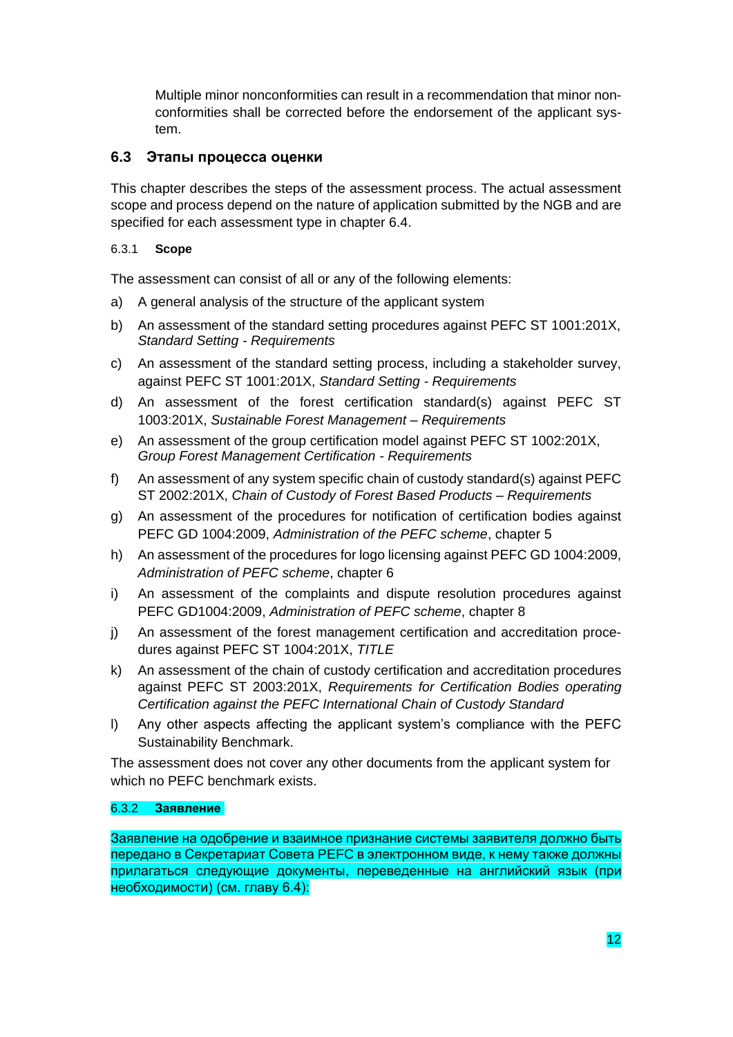Multiple minor nonconformities can result in a recommendation that minor nonconformities shall be corrected before the endorsement of the applicant system.

## 6.3 Этапы процесса оценки

This chapter describes the steps of the assessment process. The actual assessment scope and process depend on the nature of application submitted by the NGB and are specified for each assessment type in chapter 6.4.

### 6.3.1 Scope

The assessment can consist of all or any of the following elements:

a) A general analysis of the structure of the applicant system

b) An assessment of the standard setting procedures against PEFC ST 1001:201X, *Standard Setting - Requirements*

c) An assessment of the standard setting process, including a stakeholder survey, against PEFC ST 1001:201X, *Standard Setting - Requirements*

d) An assessment of the forest certification standard(s) against PEFC ST 1003:201X, *Sustainable Forest Management – Requirements*

e) An assessment of the group certification model against PEFC ST 1002:201X, *Group Forest Management Certification - Requirements*

f) An assessment of any system specific chain of custody standard(s) against PEFC ST 2002:201X, *Chain of Custody of Forest Based Products – Requirements*

g) An assessment of the procedures for notification of certification bodies against PEFC GD 1004:2009, *Administration of the PEFC scheme*, chapter 5

h) An assessment of the procedures for logo licensing against PEFC GD 1004:2009, *Administration of PEFC scheme*, chapter 6

i) An assessment of the complaints and dispute resolution procedures against PEFC GD1004:2009, *Administration of PEFC scheme*, chapter 8

j) An assessment of the forest management certification and accreditation procedures against PEFC ST 1004:201X, *TITLE*

k) An assessment of the chain of custody certification and accreditation procedures against PEFC ST 2003:201X, *Requirements for Certification Bodies operating Certification against the PEFC International Chain of Custody Standard*

l) Any other aspects affecting the applicant system's compliance with the PEFC Sustainability Benchmark.

The assessment does not cover any other documents from the applicant system for which no PEFC benchmark exists.

### 6.3.2 Заявление

Заявление на одобрение и взаимное признание системы заявителя должно быть передано в Секретариат Совета PEFC в электронном виде, к нему также должны прилагаться следующие документы, переведенные на английский язык (при необходимости) (см. главу 6.4):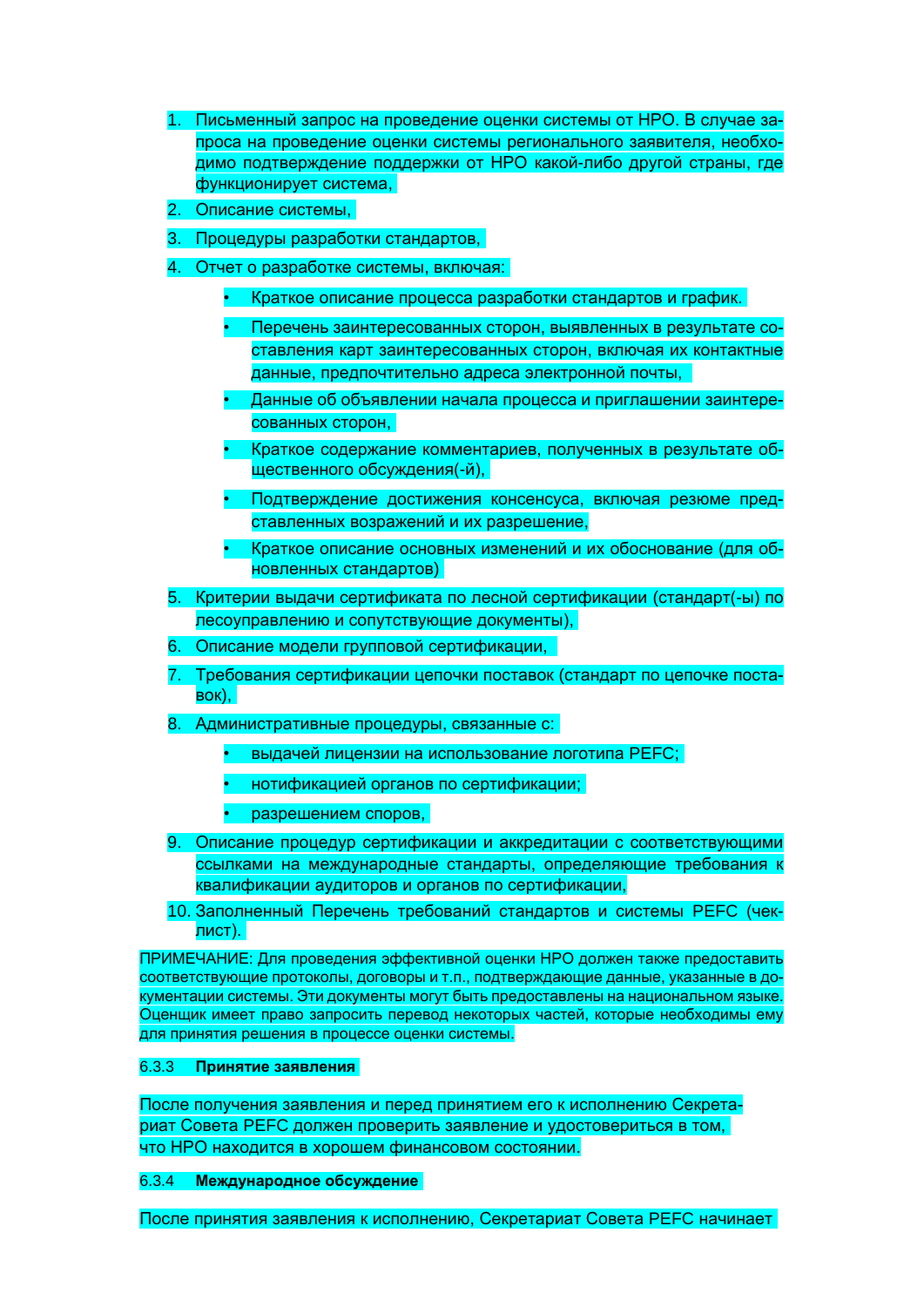1. Письменный запрос на проведение оценки системы от НРО. В случае запроса на проведение оценки системы регионального заявителя, необходимо подтверждение поддержки от НРО какой-либо другой страны, где функционирует система,
2. Описание системы,
3. Процедуры разработки стандартов,
4. Отчет о разработке системы, включая:
   - Краткое описание процесса разработки стандартов и график.
   - Перечень заинтересованных сторон, выявленных в результате составления карт заинтересованных сторон, включая их контактные данные, предпочтительно адреса электронной почты,
   - Данные об объявлении начала процесса и приглашении заинтересованных сторон,
   - Краткое содержание комментариев, полученных в результате общественного обсуждения(-й),
   - Подтверждение достижения консенсуса, включая резюме представленных возражений и их разрешение,
   - Краткое описание основных изменений и их обоснование (для обновленных стандартов)
5. Критерии выдачи сертификата по лесной сертификации (стандарт(-ы) по лесоуправлению и сопутствующие документы),
6. Описание модели групповой сертификации,
7. Требования сертификации цепочки поставок (стандарт по цепочке поставок),
8. Административные процедуры, связанные с:
   - выдачей лицензии на использование логотипа PEFC;
   - нотификацией органов по сертификации;
   - разрешением споров,
9. Описание процедур сертификации и аккредитации с соответствующими ссылками на международные стандарты, определяющие требования к квалификации аудиторов и органов по сертификации,
10. Заполненный Перечень требований стандартов и системы PEFC (чек-лист).

ПРИМЕЧАНИЕ: Для проведения эффективной оценки НРО должен также предоставить соответствующие протоколы, договоры и т.п., подтверждающие данные, указанные в документации системы. Эти документы могут быть предоставлены на национальном языке. Оценщик имеет право запросить перевод некоторых частей, которые необходимы ему для принятия решения в процессе оценки системы.

### 6.3.3 Принятие заявления

После получения заявления и перед принятием его к исполнению Секретариат Совета PEFC должен проверить заявление и удостовериться в том, что НРО находится в хорошем финансовом состоянии.

### 6.3.4 Международное обсуждение

После принятия заявления к исполнению, Секретариат Совета PEFC начинает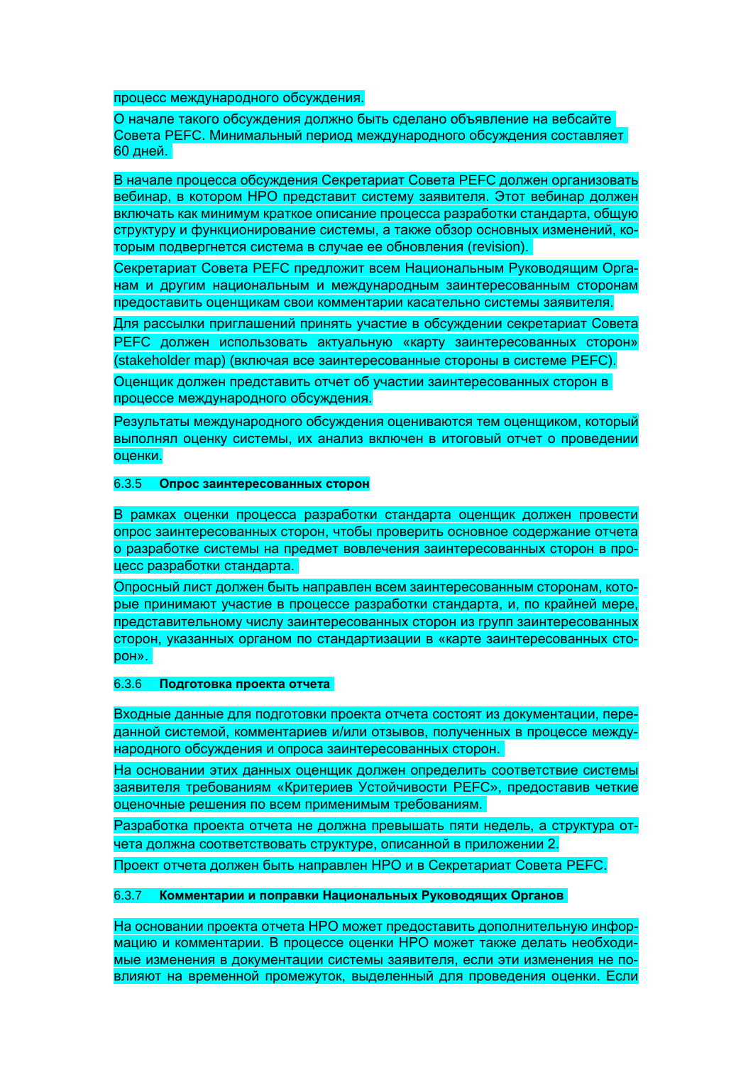процесс международного обсуждения.

О начале такого обсуждения должно быть сделано объявление на вебсайте Совета PEFC. Минимальный период международного обсуждения составляет 60 дней.

В начале процесса обсуждения Секретариат Совета PEFC должен организовать вебинар, в котором НРО представит систему заявителя. Этот вебинар должен включать как минимум краткое описание процесса разработки стандарта, общую структуру и функционирование системы, а также обзор основных изменений, которым подвергнется система в случае ее обновления (revision).

Секретариат Совета PEFC предложит всем Национальным Руководящим Органам и другим национальным и международным заинтересованным сторонам предоставить оценщикам свои комментарии касательно системы заявителя.

Для рассылки приглашений принять участие в обсуждении секретариат Совета PEFC должен использовать актуальную «карту заинтересованных сторон» (stakeholder map) (включая все заинтересованные стороны в системе PEFC).

Оценщик должен представить отчет об участии заинтересованных сторон в процессе международного обсуждения.

Результаты международного обсуждения оцениваются тем оценщиком, который выполнял оценку системы, их анализ включен в итоговый отчет о проведении оценки.

#### 6.3.5 **Опрос заинтересованных сторон**

В рамках оценки процесса разработки стандарта оценщик должен провести опрос заинтересованных сторон, чтобы проверить основное содержание отчета о разработке системы на предмет вовлечения заинтересованных сторон в процесс разработки стандарта.

Опросный лист должен быть направлен всем заинтересованным сторонам, которые принимают участие в процессе разработки стандарта, и, по крайней мере, представительному числу заинтересованных сторон из групп заинтересованных сторон, указанных органом по стандартизации в «карте заинтересованных сторон».

#### 6.3.6 **Подготовка проекта отчета**

Входные данные для подготовки проекта отчета состоят из документации, переданной системой, комментариев и/или отзывов, полученных в процессе международного обсуждения и опроса заинтересованных сторон.

На основании этих данных оценщик должен определить соответствие системы заявителя требованиям «Критериев Устойчивости PEFC», предоставив четкие оценочные решения по всем применимым требованиям.

Разработка проекта отчета не должна превышать пяти недель, а структура отчета должна соответствовать структуре, описанной в приложении 2.

Проект отчета должен быть направлен НРО и в Секретариат Совета PEFC.

#### 6.3.7 **Комментарии и поправки Национальных Руководящих Органов**

На основании проекта отчета НРО может предоставить дополнительную информацию и комментарии. В процессе оценки НРО может также делать необходимые изменения в документации системы заявителя, если эти изменения не повлияют на временной промежуток, выделенный для проведения оценки. Если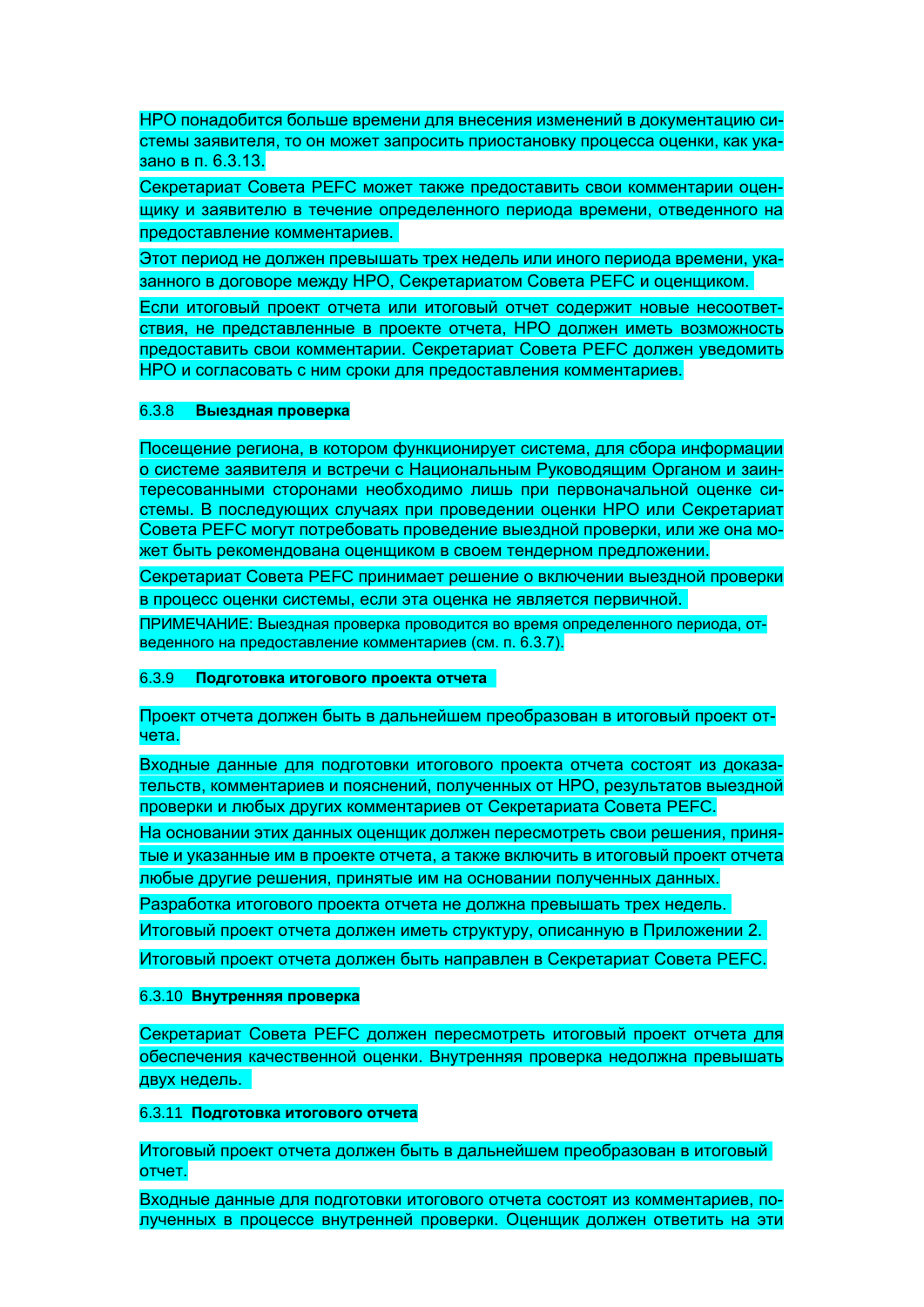НРО понадобится больше времени для внесения изменений в документацию системы заявителя, то он может запросить приостановку процесса оценки, как указано в п. 6.3.13.

Секретариат Совета PEFC может также предоставить свои комментарии оценщику и заявителю в течение определенного периода времени, отведенного на предоставление комментариев.

Этот период не должен превышать трех недель или иного периода времени, указанного в договоре между НРО, Секретариатом Совета PEFC и оценщиком.

Если итоговый проект отчета или итоговый отчет содержит новые несоответствия, не представленные в проекте отчета, НРО должен иметь возможность предоставить свои комментарии. Секретариат Совета PEFC должен уведомить НРО и согласовать с ним сроки для предоставления комментариев.

### 6.3.8 Выездная проверка

Посещение региона, в котором функционирует система, для сбора информации о системе заявителя и встречи с Национальным Руководящим Органом и заинтересованными сторонами необходимо лишь при первоначальной оценке системы. В последующих случаях при проведении оценки НРО или Секретариат Совета PEFC могут потребовать проведение выездной проверки, или же она может быть рекомендована оценщиком в своем тендерном предложении.

Секретариат Совета PEFC принимает решение о включении выездной проверки в процесс оценки системы, если эта оценка не является первичной.

ПРИМЕЧАНИЕ: Выездная проверка проводится во время определенного периода, отведенного на предоставление комментариев (см. п. 6.3.7).

### 6.3.9 Подготовка итогового проекта отчета

Проект отчета должен быть в дальнейшем преобразован в итоговый проект отчета.

Входные данные для подготовки итогового проекта отчета состоят из доказательств, комментариев и пояснений, полученных от НРО, результатов выездной проверки и любых других комментариев от Секретариата Совета PEFC.

На основании этих данных оценщик должен пересмотреть свои решения, принятые и указанные им в проекте отчета, а также включить в итоговый проект отчета любые другие решения, принятые им на основании полученных данных.

Разработка итогового проекта отчета не должна превышать трех недель.

Итоговый проект отчета должен иметь структуру, описанную в Приложении 2.

Итоговый проект отчета должен быть направлен в Секретариат Совета PEFC.

### 6.3.10 Внутренняя проверка

Секретариат Совета PEFC должен пересмотреть итоговый проект отчета для обеспечения качественной оценки. Внутренняя проверка недолжна превышать двух недель.

### 6.3.11 Подготовка итогового отчета

Итоговый проект отчета должен быть в дальнейшем преобразован в итоговый отчет.

Входные данные для подготовки итогового отчета состоят из комментариев, полученных в процессе внутренней проверки. Оценщик должен ответить на эти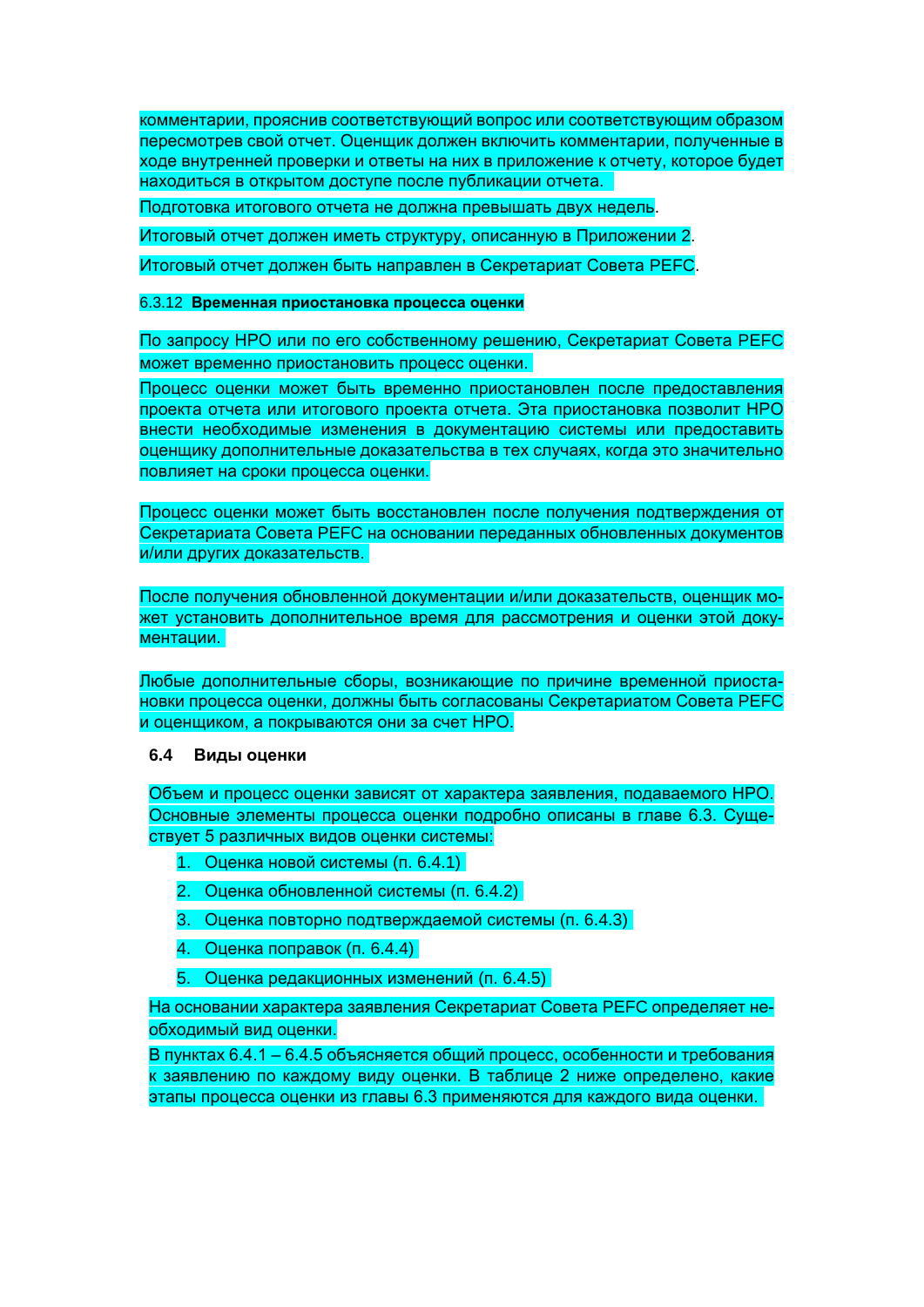комментарии, прояснив соответствующий вопрос или соответствующим образом пересмотрев свой отчет. Оценщик должен включить комментарии, полученные в ходе внутренней проверки и ответы на них в приложение к отчету, которое будет находиться в открытом доступе после публикации отчета.

Подготовка итогового отчета не должна превышать двух недель.

Итоговый отчет должен иметь структуру, описанную в Приложении 2.

Итоговый отчет должен быть направлен в Секретариат Совета PEFC.

#### 6.3.12 **Временная приостановка процесса оценки**

По запросу НРО или по его собственному решению, Секретариат Совета PEFC может временно приостановить процесс оценки.

Процесс оценки может быть временно приостановлен после предоставления проекта отчета или итогового проекта отчета. Эта приостановка позволит НРО внести необходимые изменения в документацию системы или предоставить оценщику дополнительные доказательства в тех случаях, когда это значительно повлияет на сроки процесса оценки.

Процесс оценки может быть восстановлен после получения подтверждения от Секретариата Совета PEFC на основании переданных обновленных документов и/или других доказательств.

После получения обновленной документации и/или доказательств, оценщик может установить дополнительное время для рассмотрения и оценки этой документации.

Любые дополнительные сборы, возникающие по причине временной приостановки процесса оценки, должны быть согласованы Секретариатом Совета PEFC и оценщиком, а покрываются они за счет НРО.

### 6.4 Виды оценки

Объем и процесс оценки зависят от характера заявления, подаваемого НРО. Основные элементы процесса оценки подробно описаны в главе 6.3. Существует 5 различных видов оценки системы:

1. Оценка новой системы (п. 6.4.1)
2. Оценка обновленной системы (п. 6.4.2)
3. Оценка повторно подтверждаемой системы (п. 6.4.3)
4. Оценка поправок (п. 6.4.4)
5. Оценка редакционных изменений (п. 6.4.5)

На основании характера заявления Секретариат Совета PEFC определяет необходимый вид оценки.

В пунктах 6.4.1 – 6.4.5 объясняется общий процесс, особенности и требования к заявлению по каждому виду оценки. В таблице 2 ниже определено, какие этапы процесса оценки из главы 6.3 применяются для каждого вида оценки.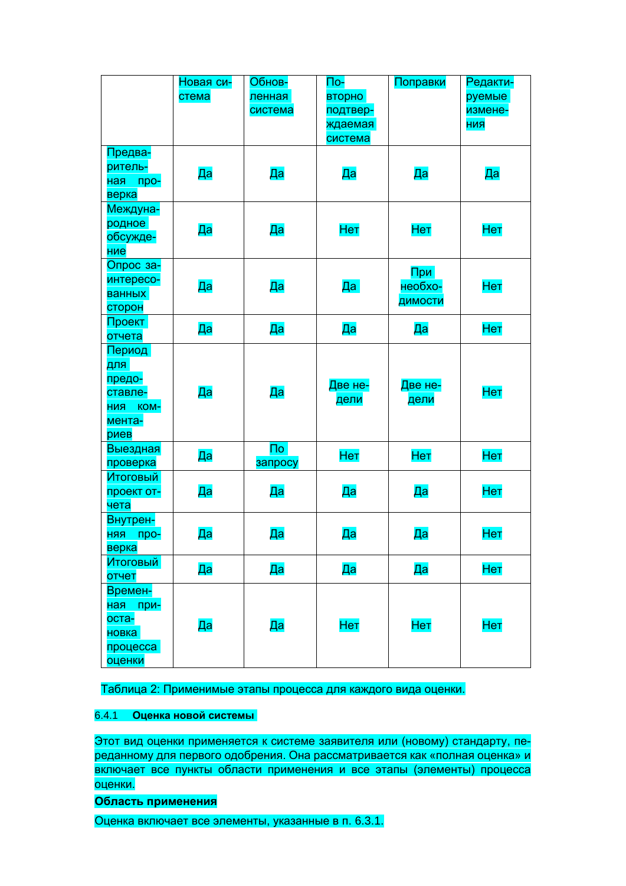| | Новая система | Обновленная система | Повторно подтверждаемая система | Поправки | Редактируемые изменения |
|---|---|---|---|---|---|
| Предварительная проверка | Да | Да | Да | Да | Да |
| Международное обсуждение | Да | Да | Нет | Нет | Нет |
| Опрос заинтересованных сторон | Да | Да | Да | При необходимости | Нет |
| Проект отчета | Да | Да | Да | Да | Нет |
| Период для предоставления комментариев | Да | Да | Две недели | Две недели | Нет |
| Выездная проверка | Да | По запросу | Нет | Нет | Нет |
| Итоговый проект отчета | Да | Да | Да | Да | Нет |
| Внутренняя проверка | Да | Да | Да | Да | Нет |
| Итоговый отчет | Да | Да | Да | Да | Нет |
| Временная приостановка процесса оценки | Да | Да | Нет | Нет | Нет |

Таблица 2: Применимые этапы процесса для каждого вида оценки.

### 6.4.1 Оценка новой системы

Этот вид оценки применяется к системе заявителя или (новому) стандарту, переданному для первого одобрения. Она рассматривается как «полная оценка» и включает все пункты области применения и все этапы (элементы) процесса оценки.

**Область применения**

Оценка включает все элементы, указанные в п. 6.3.1.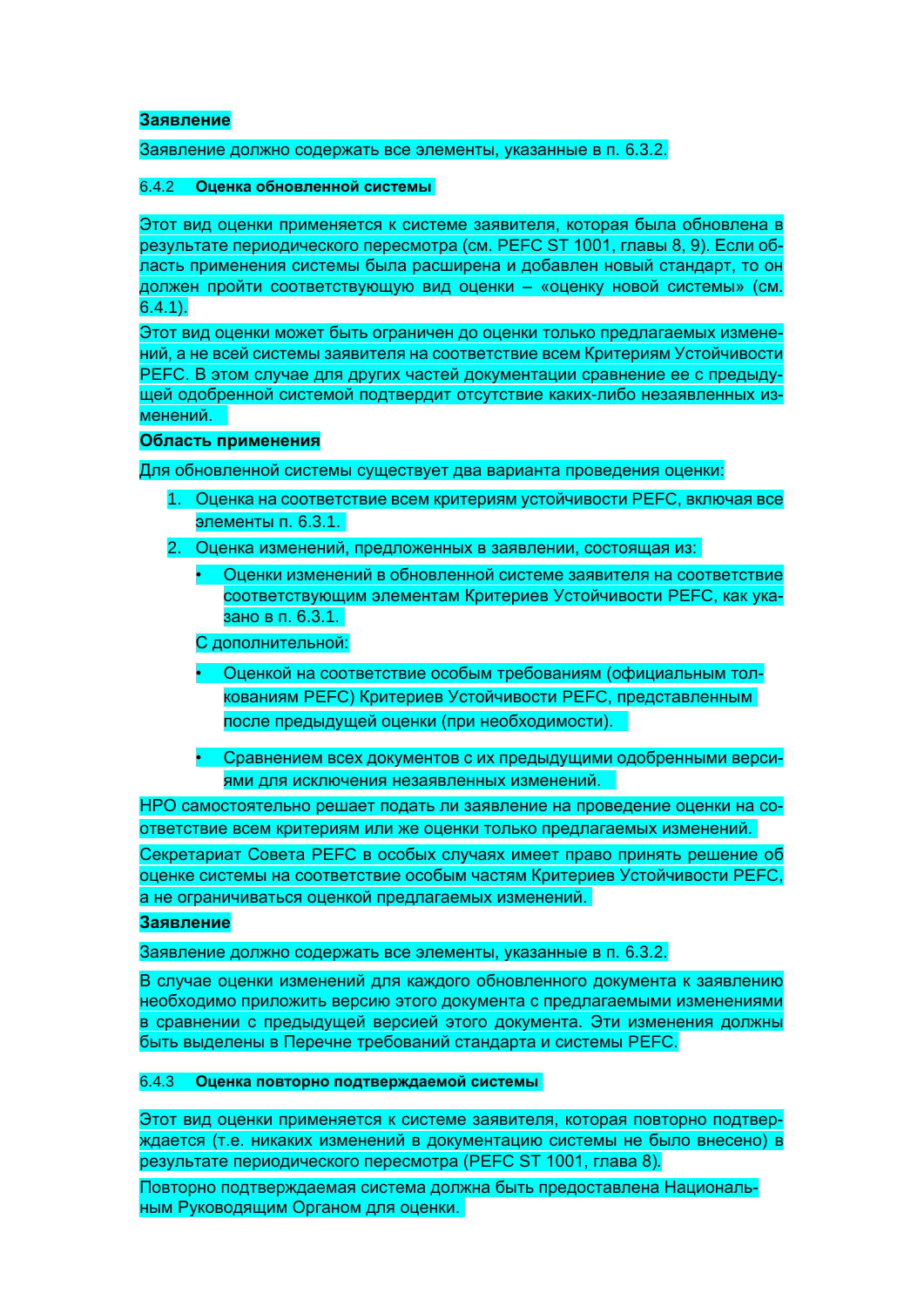**Заявление**

Заявление должно содержать все элементы, указанные в п. 6.3.2.

### 6.4.2 Оценка обновленной системы

Этот вид оценки применяется к системе заявителя, которая была обновлена в результате периодического пересмотра (см. PEFC ST 1001, главы 8, 9). Если область применения системы была расширена и добавлен новый стандарт, то он должен пройти соответствующую вид оценки – «оценку новой системы» (см. 6.4.1).

Этот вид оценки может быть ограничен до оценки только предлагаемых изменений, а не всей системы заявителя на соответствие всем Критериям Устойчивости PEFC. В этом случае для других частей документации сравнение ее с предыдущей одобренной системой подтвердит отсутствие каких-либо незаявленных изменений.

**Область применения**

Для обновленной системы существует два варианта проведения оценки:

1. Оценка на соответствие всем критериям устойчивости PEFC, включая все элементы п. 6.3.1.
2. Оценка изменений, предложенных в заявлении, состоящая из:
   - Оценки изменений в обновленной системе заявителя на соответствие соответствующим элементам Критериев Устойчивости PEFC, как указано в п. 6.3.1.

   С дополнительной:

   - Оценкой на соответствие особым требованиям (официальным толкованиям PEFC) Критериев Устойчивости PEFC, представленным после предыдущей оценки (при необходимости).
   - Сравнением всех документов с их предыдущими одобренными версиями для исключения незаявленных изменений.

НРО самостоятельно решает подать ли заявление на проведение оценки на соответствие всем критериям или же оценки только предлагаемых изменений.

Секретариат Совета PEFC в особых случаях имеет право принять решение об оценке системы на соответствие особым частям Критериев Устойчивости PEFC, а не ограничиваться оценкой предлагаемых изменений.

**Заявление**

Заявление должно содержать все элементы, указанные в п. 6.3.2.

В случае оценки изменений для каждого обновленного документа к заявлению необходимо приложить версию этого документа с предлагаемыми изменениями в сравнении с предыдущей версией этого документа. Эти изменения должны быть выделены в Перечне требований стандарта и системы PEFC.

### 6.4.3 Оценка повторно подтверждаемой системы

Этот вид оценки применяется к системе заявителя, которая повторно подтверждается (т.е. никаких изменений в документацию системы не было внесено) в результате периодического пересмотра (PEFC ST 1001, глава 8).

Повторно подтверждаемая система должна быть предоставлена Национальным Руководящим Органом для оценки.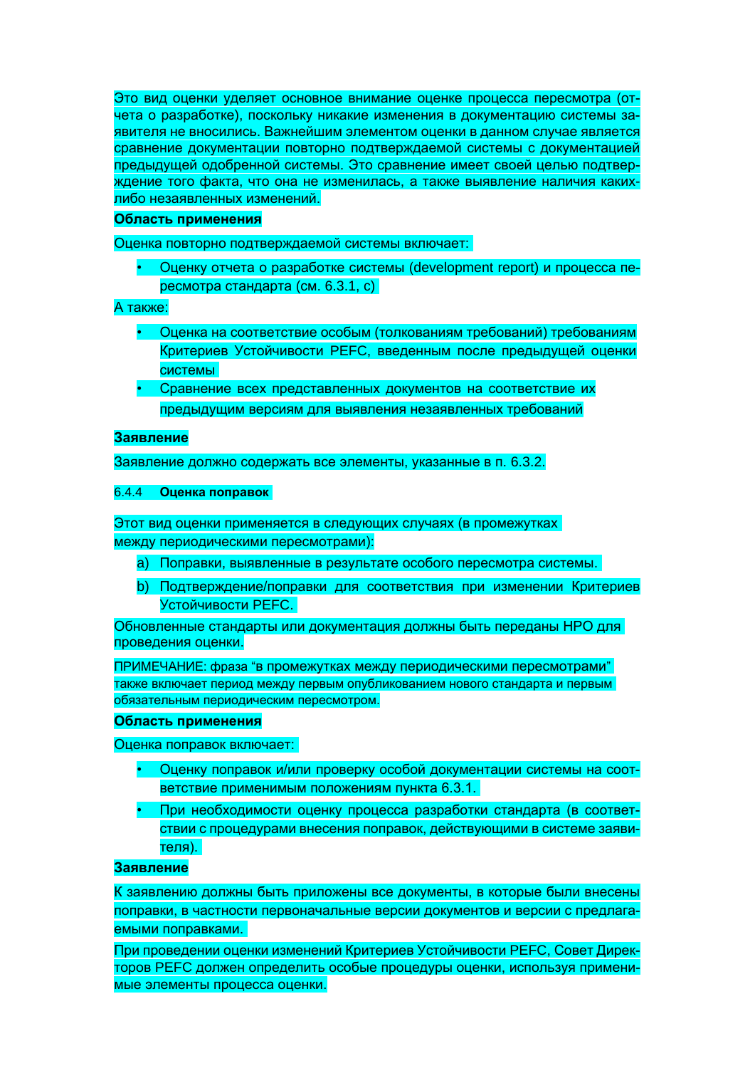Это вид оценки уделяет основное внимание оценке процесса пересмотра (отчета о разработке), поскольку никакие изменения в документацию системы заявителя не вносились. Важнейшим элементом оценки в данном случае является сравнение документации повторно подтверждаемой системы с документацией предыдущей одобренной системы. Это сравнение имеет своей целью подтверждение того факта, что она не изменилась, а также выявление наличия каких-либо незаявленных изменений.

**Область применения**

Оценка повторно подтверждаемой системы включает:

- Оценку отчета о разработке системы (development report) и процесса пересмотра стандарта (см. 6.3.1, c)

А также:

- Оценка на соответствие особым (толкованиям требований) требованиям Критериев Устойчивости PEFC, введенным после предыдущей оценки системы
- Сравнение всех представленных документов на соответствие их предыдущим версиям для выявления незаявленных требований

**Заявление**

Заявление должно содержать все элементы, указанные в п. 6.3.2.

#### 6.4.4 Оценка поправок

Этот вид оценки применяется в следующих случаях (в промежутках между периодическими пересмотрами):

a) Поправки, выявленные в результате особого пересмотра системы.

b) Подтверждение/поправки для соответствия при изменении Критериев Устойчивости PEFC.

Обновленные стандарты или документация должны быть переданы НРО для проведения оценки.

ПРИМЕЧАНИЕ: фраза “в промежутках между периодическими пересмотрами” также включает период между первым опубликованием нового стандарта и первым обязательным периодическим пересмотром.

**Область применения**

Оценка поправок включает:

- Оценку поправок и/или проверку особой документации системы на соответствие применимым положениям пункта 6.3.1.
- При необходимости оценку процесса разработки стандарта (в соответствии с процедурами внесения поправок, действующими в системе заявителя).

**Заявление**

К заявлению должны быть приложены все документы, в которые были внесены поправки, в частности первоначальные версии документов и версии с предлагаемыми поправками.

При проведении оценки изменений Критериев Устойчивости PEFC, Совет Директоров PEFC должен определить особые процедуры оценки, используя применимые элементы процесса оценки.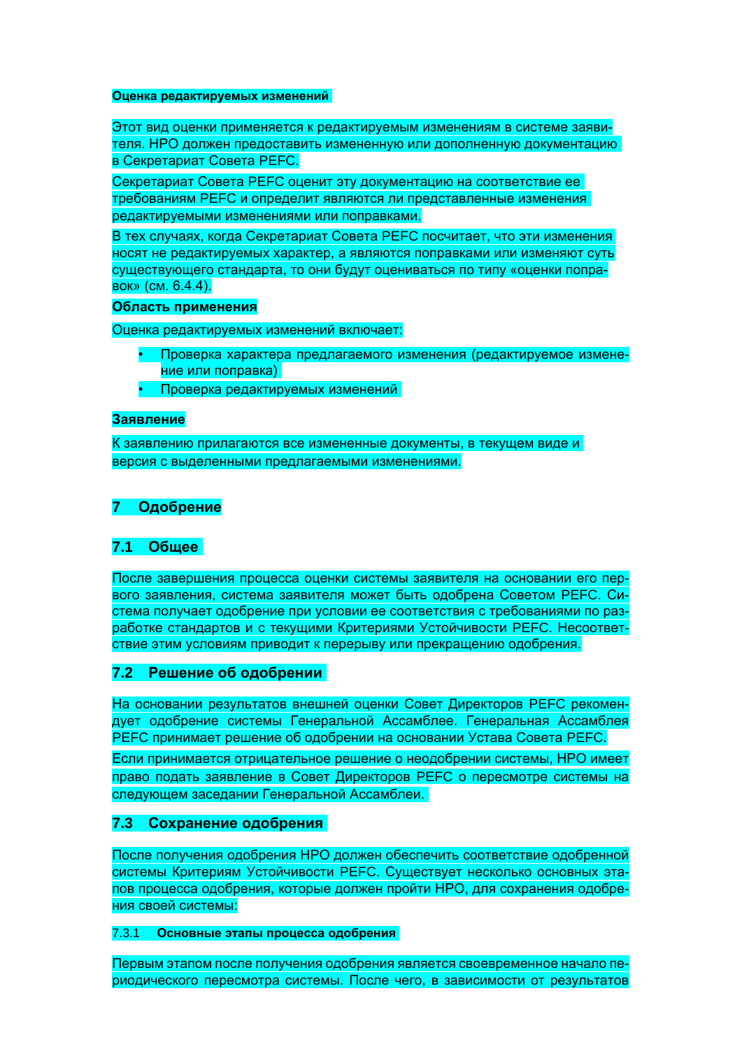**Оценка редактируемых изменений**

Этот вид оценки применяется к редактируемым изменениям в системе заявителя. НРО должен предоставить измененную или дополненную документацию в Секретариат Совета PEFC.

Секретариат Совета PEFC оценит эту документацию на соответствие ее требованиям PEFC и определит являются ли представленные изменения редактируемыми изменениями или поправками.

В тех случаях, когда Секретариат Совета PEFC посчитает, что эти изменения носят не редактируемых характер, а являются поправками или изменяют суть существующего стандарта, то они будут оцениваться по типу «оценки поправок» (см. 6.4.4).

**Область применения**

Оценка редактируемых изменений включает:

- Проверка характера предлагаемого изменения (редактируемое изменение или поправка)
- Проверка редактируемых изменений

**Заявление**

К заявлению прилагаются все измененные документы, в текущем виде и версия с выделенными предлагаемыми изменениями.

# 7 Одобрение

## 7.1 Общее

После завершения процесса оценки системы заявителя на основании его первого заявления, система заявителя может быть одобрена Советом PEFC. Система получает одобрение при условии ее соответствия с требованиями по разработке стандартов и с текущими Критериями Устойчивости PEFC. Несоответствие этим условиям приводит к перерыву или прекращению одобрения.

## 7.2 Решение об одобрении

На основании результатов внешней оценки Совет Директоров PEFC рекомендует одобрение системы Генеральной Ассамблее. Генеральная Ассамблея PEFC принимает решение об одобрении на основании Устава Совета PEFC.

Если принимается отрицательное решение о неодобрении системы, НРО имеет право подать заявление в Совет Директоров PEFC о пересмотре системы на следующем заседании Генеральной Ассамблеи.

## 7.3 Сохранение одобрения

После получения одобрения НРО должен обеспечить соответствие одобренной системы Критериям Устойчивости PEFC. Существует несколько основных этапов процесса одобрения, которые должен пройти НРО, для сохранения одобрения своей системы:

### 7.3.1 Основные этапы процесса одобрения

Первым этапом после получения одобрения является своевременное начало периодического пересмотра системы. После чего, в зависимости от результатов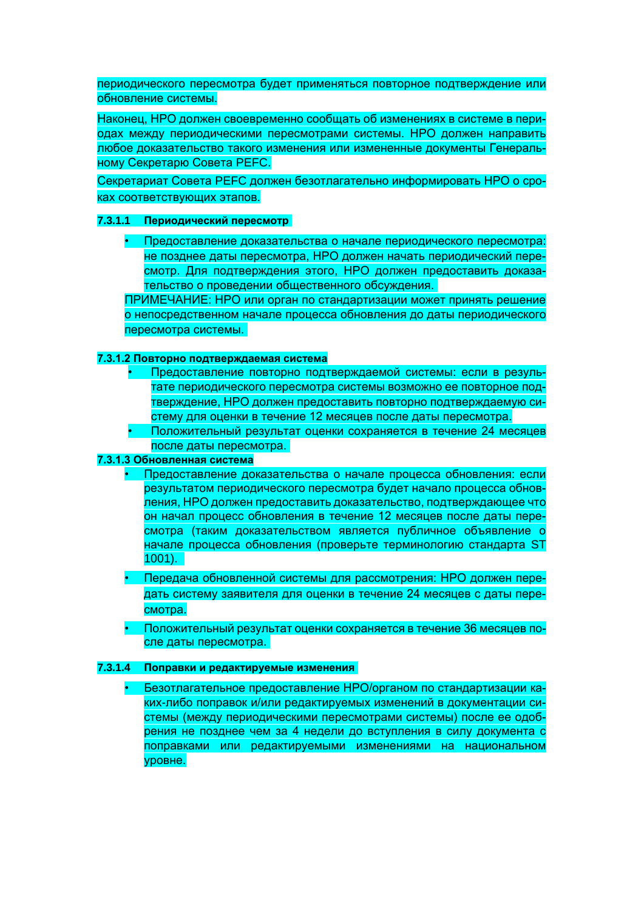периодического пересмотра будет применяться повторное подтверждение или обновление системы.

Наконец, НРО должен своевременно сообщать об изменениях в системе в периодах между периодическими пересмотрами системы. НРО должен направить любое доказательство такого изменения или измененные документы Генеральному Секретарю Совета PEFC.

Секретариат Совета PEFC должен безотлагательно информировать НРО о сроках соответствующих этапов.

#### 7.3.1.1 Периодический пересмотр

- Предоставление доказательства о начале периодического пересмотра: не позднее даты пересмотра, НРО должен начать периодический пересмотр. Для подтверждения этого, НРО должен предоставить доказательство о проведении общественного обсуждения.

ПРИМЕЧАНИЕ: НРО или орган по стандартизации может принять решение о непосредственном начале процесса обновления до даты периодического пересмотра системы.

#### 7.3.1.2 Повторно подтверждаемая система

- Предоставление повторно подтверждаемой системы: если в результате периодического пересмотра системы возможно ее повторное подтверждение, НРО должен предоставить повторно подтверждаемую систему для оценки в течение 12 месяцев после даты пересмотра.
- Положительный результат оценки сохраняется в течение 24 месяцев после даты пересмотра.

#### 7.3.1.3 Обновленная система

- Предоставление доказательства о начале процесса обновления: если результатом периодического пересмотра будет начало процесса обновления, НРО должен предоставить доказательство, подтверждающее что он начал процесс обновления в течение 12 месяцев после даты пересмотра (таким доказательством является публичное объявление о начале процесса обновления (проверьте терминологию стандарта ST 1001).
- Передача обновленной системы для рассмотрения: НРО должен передать систему заявителя для оценки в течение 24 месяцев с даты пересмотра.
- Положительный результат оценки сохраняется в течение 36 месяцев после даты пересмотра.

#### 7.3.1.4 Поправки и редактируемые изменения

- Безотлагательное предоставление НРО/органом по стандартизации каких-либо поправок и/или редактируемых изменений в документации системы (между периодическими пересмотрами системы) после ее одобрения не позднее чем за 4 недели до вступления в силу документа с поправками или редактируемыми изменениями на национальном уровне.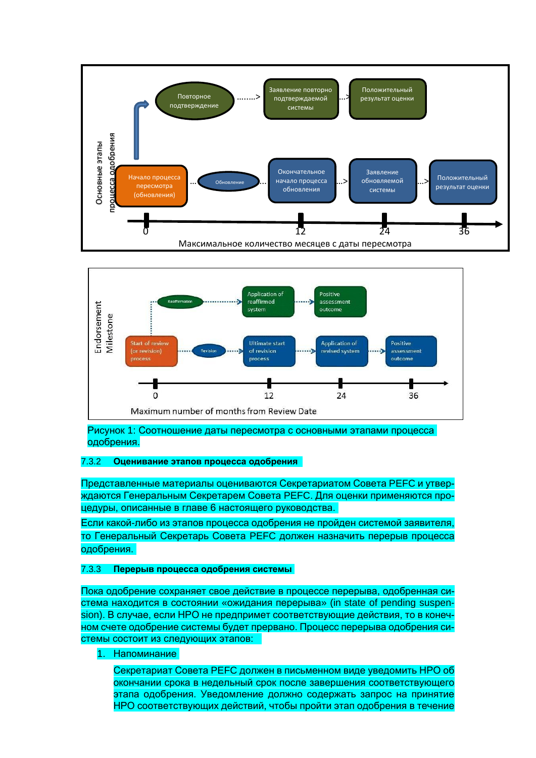Основные этапы процесса одобрения

Повторное подтверждение ........> Заявление повторно подтверждаемой системы ...> Положительный результат оценки

Начало процесса пересмотра (обновления) ... Обновление ... Окончательное начало процесса обновления ...> Заявление обновляемой системы ...> Положительный результат оценки

0 12 24 36

Максимальное количество месяцев с даты пересмотра

Endorsement Milestone

Reaffirmation → Application of reaffirmed system → Positive assessment outcome

Start of review (or revision) process → Revision → Ultimate start of revision process → Application of revised system → Positive assessment outcome

0 12 24 36

Maximum number of months from Review Date

Рисунок 1: Соотношение даты пересмотра с основными этапами процесса одобрения.

### 7.3.2 Оценивание этапов процесса одобрения

Представленные материалы оцениваются Секретариатом Совета PEFC и утверждаются Генеральным Секретарем Совета PEFC. Для оценки применяются процедуры, описанные в главе 6 настоящего руководства.

Если какой-либо из этапов процесса одобрения не пройден системой заявителя, то Генеральный Секретарь Совета PEFC должен назначить перерыв процесса одобрения.

### 7.3.3 Перерыв процесса одобрения системы

Пока одобрение сохраняет свое действие в процессе перерыва, одобренная система находится в состоянии «ожидания перерыва» (in state of pending suspension). В случае, если НРО не предпримет соответствующие действия, то в конечном счете одобрение системы будет прервано. Процесс перерыва одобрения системы состоит из следующих этапов:

1. Напоминание

   Секретариат Совета PEFC должен в письменном виде уведомить НРО об окончании срока в недельный срок после завершения соответствующего этапа одобрения. Уведомление должно содержать запрос на принятие НРО соответствующих действий, чтобы пройти этап одобрения в течение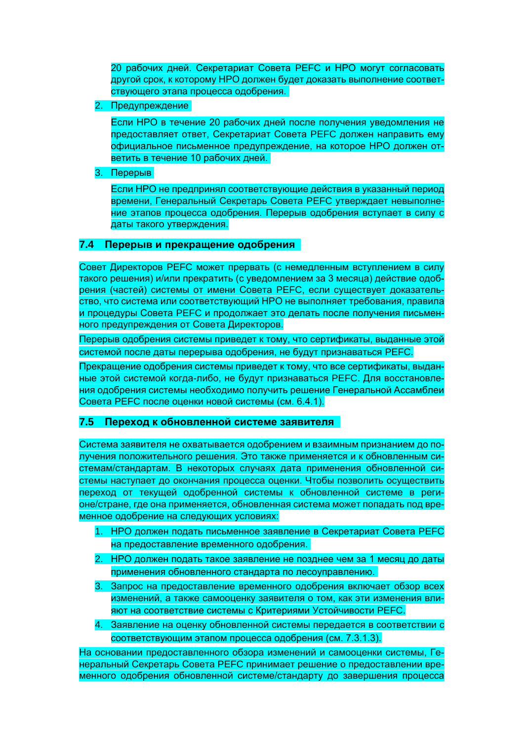20 рабочих дней. Секретариат Совета PEFC и НРО могут согласовать другой срок, к которому НРО должен будет доказать выполнение соответствующего этапа процесса одобрения.

2. Предупреждение

   Если НРО в течение 20 рабочих дней после получения уведомления не предоставляет ответ, Секретариат Совета PEFC должен направить ему официальное письменное предупреждение, на которое НРО должен ответить в течение 10 рабочих дней.

3. Перерыв

   Если НРО не предпринял соответствующие действия в указанный период времени, Генеральный Секретарь Совета PEFC утверждает невыполнение этапов процесса одобрения. Перерыв одобрения вступает в силу с даты такого утверждения.

### 7.4 Перерыв и прекращение одобрения

Совет Директоров PEFC может прервать (с немедленным вступлением в силу такого решения) и/или прекратить (с уведомлением за 3 месяца) действие одобрения (частей) системы от имени Совета PEFC, если существует доказательство, что система или соответствующий НРО не выполняет требования, правила и процедуры Совета PEFC и продолжает это делать после получения письменного предупреждения от Совета Директоров.

Перерыв одобрения системы приведет к тому, что сертификаты, выданные этой системой после даты перерыва одобрения, не будут признаваться PEFC.

Прекращение одобрения системы приведет к тому, что все сертификаты, выданные этой системой когда-либо, не будут признаваться PEFC. Для восстановления одобрения системы необходимо получить решение Генеральной Ассамблеи Совета PEFC после оценки новой системы (см. 6.4.1).

### 7.5 Переход к обновленной системе заявителя

Система заявителя не охватывается одобрением и взаимным признанием до получения положительного решения. Это также применяется и к обновленным системам/стандартам. В некоторых случаях дата применения обновленной системы наступает до окончания процесса оценки. Чтобы позволить осуществить переход от текущей одобренной системы к обновленной системе в регионе/стране, где она применяется, обновленная система может попадать под временное одобрение на следующих условиях:

1. НРО должен подать письменное заявление в Секретариат Совета PEFC на предоставление временного одобрения.
2. НРО должен подать такое заявление не позднее чем за 1 месяц до даты применения обновленного стандарта по лесоуправлению.
3. Запрос на предоставление временного одобрения включает обзор всех изменений, а также самооценку заявителя о том, как эти изменения влияют на соответствие системы с Критериями Устойчивости PEFC.
4. Заявление на оценку обновленной системы передается в соответствии с соответствующим этапом процесса одобрения (см. 7.3.1.3).

На основании предоставленного обзора изменений и самооценки системы, Генеральный Секретарь Совета PEFC принимает решение о предоставлении временного одобрения обновленной системе/стандарту до завершения процесса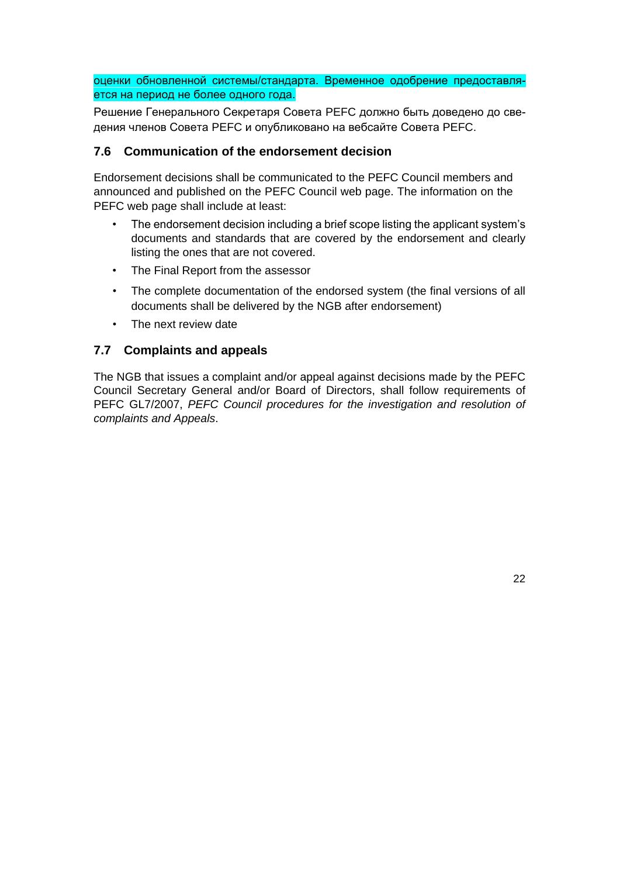оценки обновленной системы/стандарта. Временное одобрение предоставляется на период не более одного года.

Решение Генерального Секретаря Совета PEFC должно быть доведено до сведения членов Совета PEFC и опубликовано на вебсайте Совета PEFC.

### 7.6 Communication of the endorsement decision

Endorsement decisions shall be communicated to the PEFC Council members and announced and published on the PEFC Council web page. The information on the PEFC web page shall include at least:

- The endorsement decision including a brief scope listing the applicant system's documents and standards that are covered by the endorsement and clearly listing the ones that are not covered.
- The Final Report from the assessor
- The complete documentation of the endorsed system (the final versions of all documents shall be delivered by the NGB after endorsement)
- The next review date

### 7.7 Complaints and appeals

The NGB that issues a complaint and/or appeal against decisions made by the PEFC Council Secretary General and/or Board of Directors, shall follow requirements of PEFC GL7/2007, *PEFC Council procedures for the investigation and resolution of complaints and Appeals*.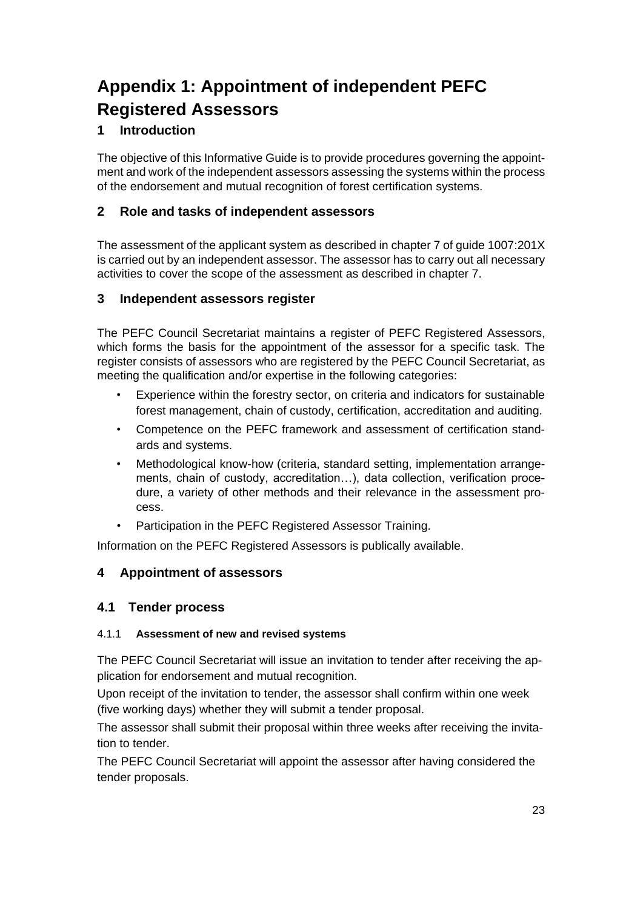# Appendix 1: Appointment of independent PEFC Registered Assessors

## 1 Introduction

The objective of this Informative Guide is to provide procedures governing the appointment and work of the independent assessors assessing the systems within the process of the endorsement and mutual recognition of forest certification systems.

## 2 Role and tasks of independent assessors

The assessment of the applicant system as described in chapter 7 of guide 1007:201X is carried out by an independent assessor. The assessor has to carry out all necessary activities to cover the scope of the assessment as described in chapter 7.

## 3 Independent assessors register

The PEFC Council Secretariat maintains a register of PEFC Registered Assessors, which forms the basis for the appointment of the assessor for a specific task. The register consists of assessors who are registered by the PEFC Council Secretariat, as meeting the qualification and/or expertise in the following categories:

- Experience within the forestry sector, on criteria and indicators for sustainable forest management, chain of custody, certification, accreditation and auditing.
- Competence on the PEFC framework and assessment of certification standards and systems.
- Methodological know-how (criteria, standard setting, implementation arrangements, chain of custody, accreditation…), data collection, verification procedure, a variety of other methods and their relevance in the assessment process.
- Participation in the PEFC Registered Assessor Training.

Information on the PEFC Registered Assessors is publically available.

## 4 Appointment of assessors

### 4.1 Tender process

#### 4.1.1 Assessment of new and revised systems

The PEFC Council Secretariat will issue an invitation to tender after receiving the application for endorsement and mutual recognition.

Upon receipt of the invitation to tender, the assessor shall confirm within one week (five working days) whether they will submit a tender proposal.

The assessor shall submit their proposal within three weeks after receiving the invitation to tender.

The PEFC Council Secretariat will appoint the assessor after having considered the tender proposals.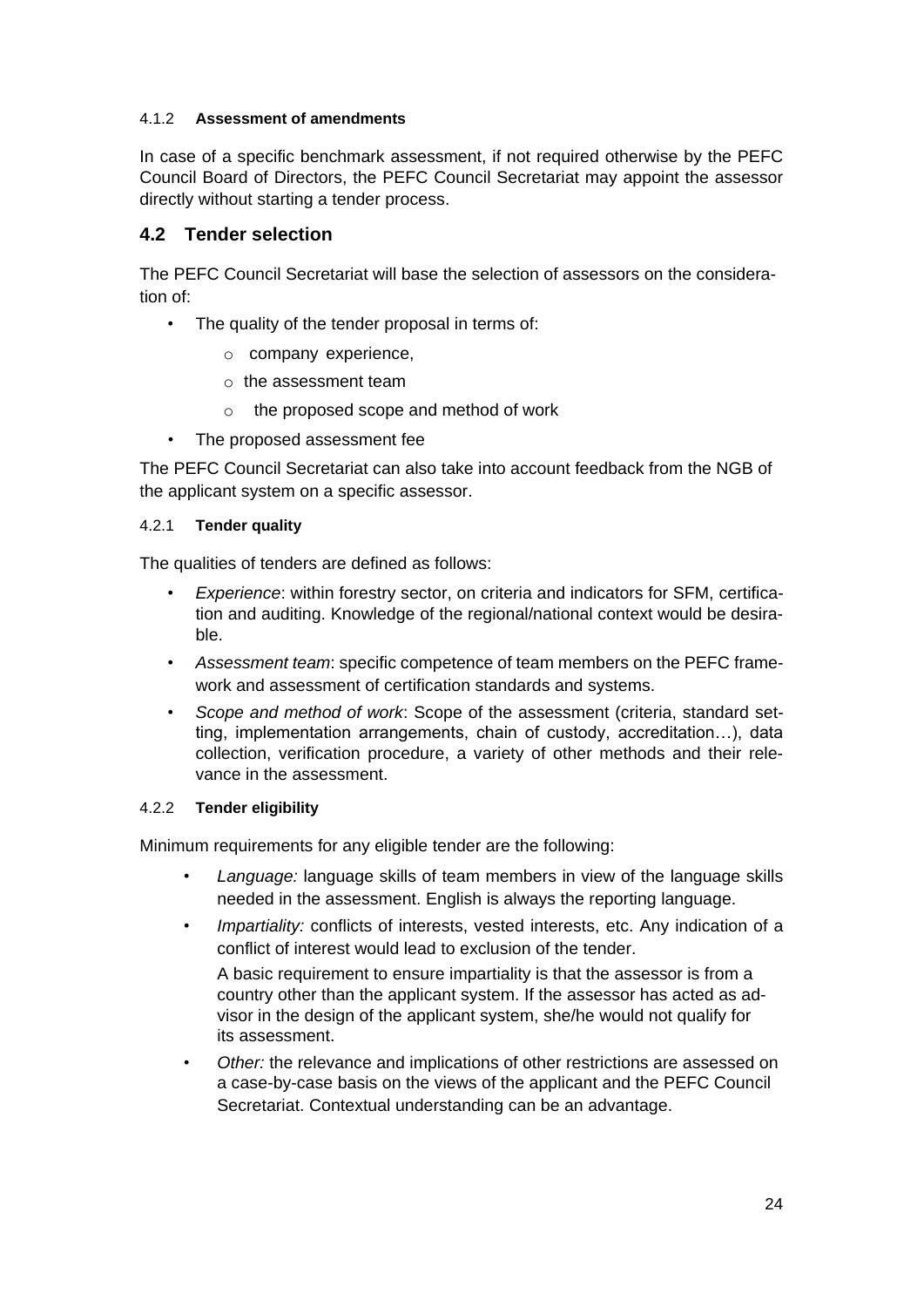#### 4.1.2 Assessment of amendments

In case of a specific benchmark assessment, if not required otherwise by the PEFC Council Board of Directors, the PEFC Council Secretariat may appoint the assessor directly without starting a tender process.

### 4.2 Tender selection

The PEFC Council Secretariat will base the selection of assessors on the consideration of:

- The quality of the tender proposal in terms of:
  - company experience,
  - the assessment team
  - the proposed scope and method of work
- The proposed assessment fee

The PEFC Council Secretariat can also take into account feedback from the NGB of the applicant system on a specific assessor.

#### 4.2.1 Tender quality

The qualities of tenders are defined as follows:

- *Experience*: within forestry sector, on criteria and indicators for SFM, certification and auditing. Knowledge of the regional/national context would be desirable.
- *Assessment team*: specific competence of team members on the PEFC framework and assessment of certification standards and systems.
- *Scope and method of work*: Scope of the assessment (criteria, standard setting, implementation arrangements, chain of custody, accreditation…), data collection, verification procedure, a variety of other methods and their relevance in the assessment.

#### 4.2.2 Tender eligibility

Minimum requirements for any eligible tender are the following:

- *Language:* language skills of team members in view of the language skills needed in the assessment. English is always the reporting language.
- *Impartiality:* conflicts of interests, vested interests, etc. Any indication of a conflict of interest would lead to exclusion of the tender.

  A basic requirement to ensure impartiality is that the assessor is from a country other than the applicant system. If the assessor has acted as advisor in the design of the applicant system, she/he would not qualify for its assessment.
- *Other:* the relevance and implications of other restrictions are assessed on a case-by-case basis on the views of the applicant and the PEFC Council Secretariat. Contextual understanding can be an advantage.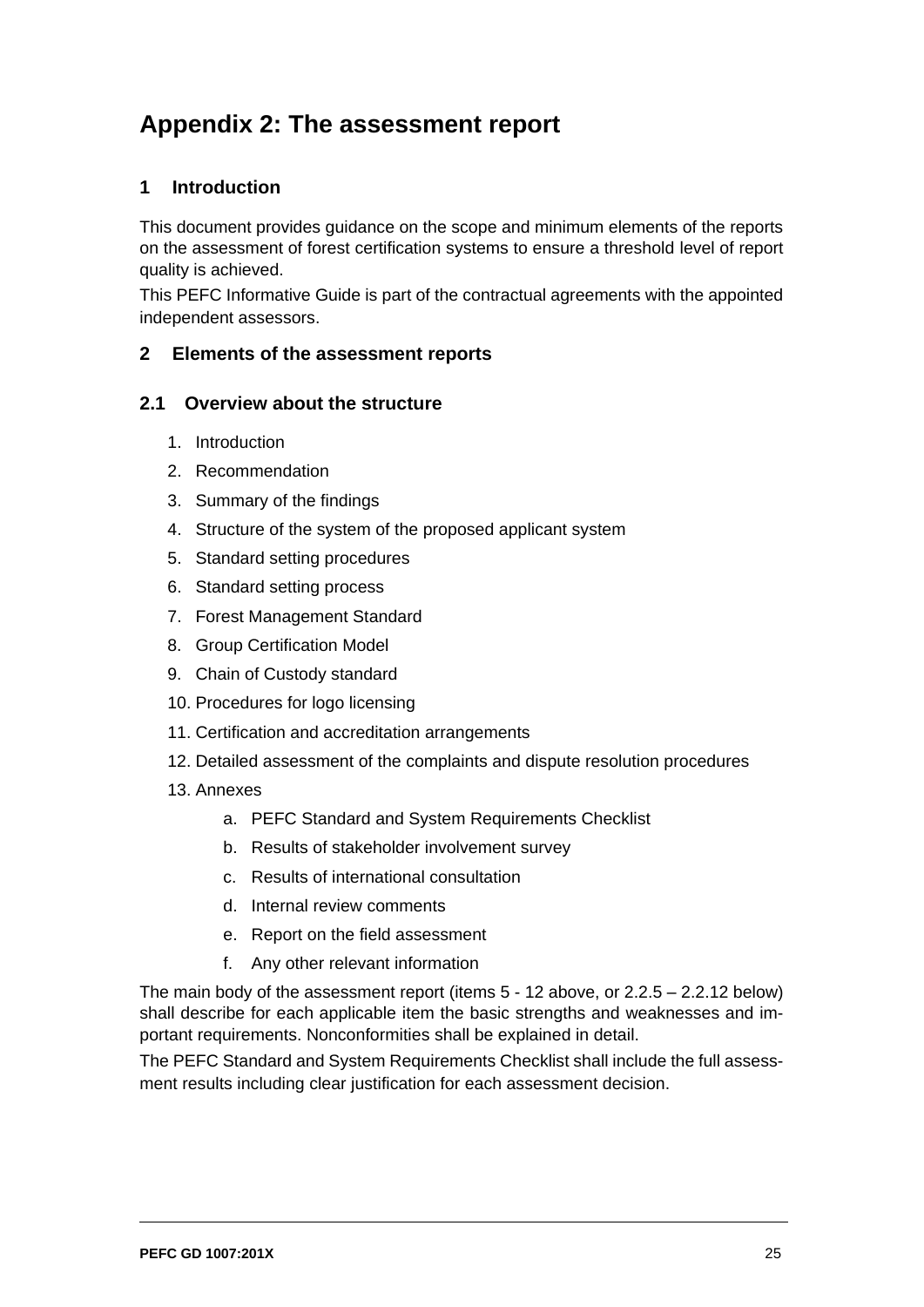# Appendix 2: The assessment report

## 1 Introduction

This document provides guidance on the scope and minimum elements of the reports on the assessment of forest certification systems to ensure a threshold level of report quality is achieved.

This PEFC Informative Guide is part of the contractual agreements with the appointed independent assessors.

## 2 Elements of the assessment reports

### 2.1 Overview about the structure

1. Introduction
2. Recommendation
3. Summary of the findings
4. Structure of the system of the proposed applicant system
5. Standard setting procedures
6. Standard setting process
7. Forest Management Standard
8. Group Certification Model
9. Chain of Custody standard
10. Procedures for logo licensing
11. Certification and accreditation arrangements
12. Detailed assessment of the complaints and dispute resolution procedures
13. Annexes
    a. PEFC Standard and System Requirements Checklist
    b. Results of stakeholder involvement survey
    c. Results of international consultation
    d. Internal review comments
    e. Report on the field assessment
    f. Any other relevant information

The main body of the assessment report (items 5 - 12 above, or 2.2.5 – 2.2.12 below) shall describe for each applicable item the basic strengths and weaknesses and important requirements. Nonconformities shall be explained in detail.

The PEFC Standard and System Requirements Checklist shall include the full assessment results including clear justification for each assessment decision.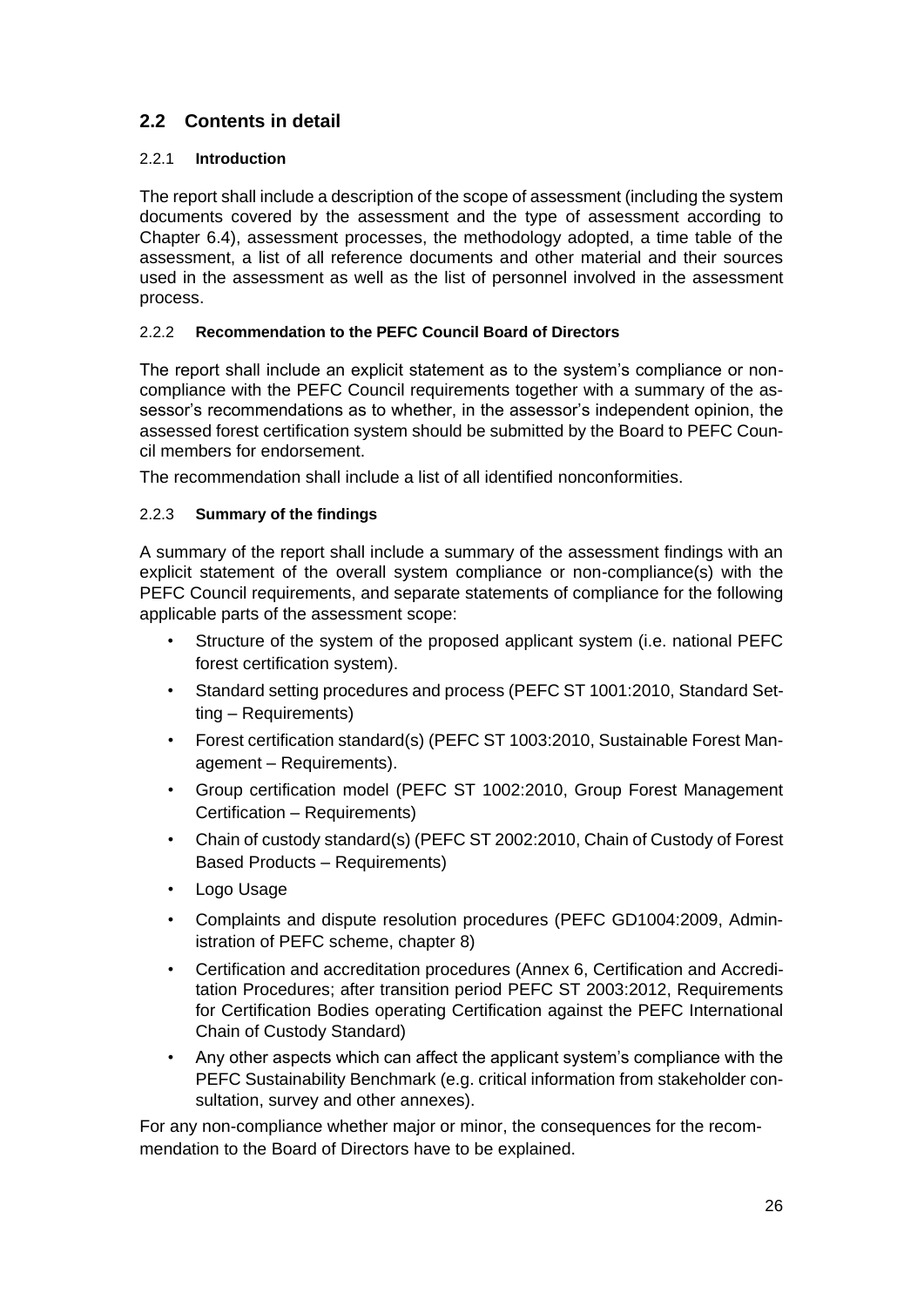## 2.2 Contents in detail

### 2.2.1 Introduction

The report shall include a description of the scope of assessment (including the system documents covered by the assessment and the type of assessment according to Chapter 6.4), assessment processes, the methodology adopted, a time table of the assessment, a list of all reference documents and other material and their sources used in the assessment as well as the list of personnel involved in the assessment process.

### 2.2.2 Recommendation to the PEFC Council Board of Directors

The report shall include an explicit statement as to the system's compliance or non-compliance with the PEFC Council requirements together with a summary of the assessor's recommendations as to whether, in the assessor's independent opinion, the assessed forest certification system should be submitted by the Board to PEFC Council members for endorsement.

The recommendation shall include a list of all identified nonconformities.

### 2.2.3 Summary of the findings

A summary of the report shall include a summary of the assessment findings with an explicit statement of the overall system compliance or non-compliance(s) with the PEFC Council requirements, and separate statements of compliance for the following applicable parts of the assessment scope:

- Structure of the system of the proposed applicant system (i.e. national PEFC forest certification system).
- Standard setting procedures and process (PEFC ST 1001:2010, Standard Setting – Requirements)
- Forest certification standard(s) (PEFC ST 1003:2010, Sustainable Forest Management – Requirements).
- Group certification model (PEFC ST 1002:2010, Group Forest Management Certification – Requirements)
- Chain of custody standard(s) (PEFC ST 2002:2010, Chain of Custody of Forest Based Products – Requirements)
- Logo Usage
- Complaints and dispute resolution procedures (PEFC GD1004:2009, Administration of PEFC scheme, chapter 8)
- Certification and accreditation procedures (Annex 6, Certification and Accreditation Procedures; after transition period PEFC ST 2003:2012, Requirements for Certification Bodies operating Certification against the PEFC International Chain of Custody Standard)
- Any other aspects which can affect the applicant system's compliance with the PEFC Sustainability Benchmark (e.g. critical information from stakeholder consultation, survey and other annexes).

For any non-compliance whether major or minor, the consequences for the recommendation to the Board of Directors have to be explained.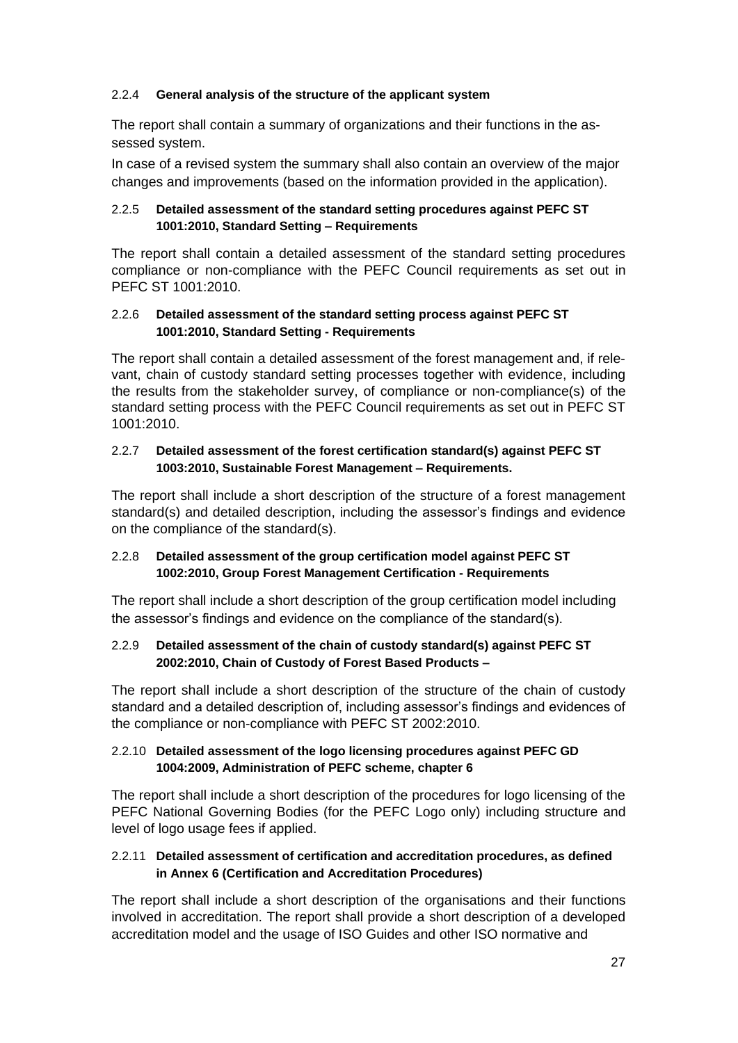#### 2.2.4 **General analysis of the structure of the applicant system**

The report shall contain a summary of organizations and their functions in the assessed system.

In case of a revised system the summary shall also contain an overview of the major changes and improvements (based on the information provided in the application).

#### 2.2.5 **Detailed assessment of the standard setting procedures against PEFC ST 1001:2010, Standard Setting – Requirements**

The report shall contain a detailed assessment of the standard setting procedures compliance or non-compliance with the PEFC Council requirements as set out in PEFC ST 1001:2010.

#### 2.2.6 **Detailed assessment of the standard setting process against PEFC ST 1001:2010, Standard Setting - Requirements**

The report shall contain a detailed assessment of the forest management and, if relevant, chain of custody standard setting processes together with evidence, including the results from the stakeholder survey, of compliance or non-compliance(s) of the standard setting process with the PEFC Council requirements as set out in PEFC ST 1001:2010.

#### 2.2.7 **Detailed assessment of the forest certification standard(s) against PEFC ST 1003:2010, Sustainable Forest Management – Requirements.**

The report shall include a short description of the structure of a forest management standard(s) and detailed description, including the assessor's findings and evidence on the compliance of the standard(s).

#### 2.2.8 **Detailed assessment of the group certification model against PEFC ST 1002:2010, Group Forest Management Certification - Requirements**

The report shall include a short description of the group certification model including the assessor's findings and evidence on the compliance of the standard(s).

#### 2.2.9 **Detailed assessment of the chain of custody standard(s) against PEFC ST 2002:2010, Chain of Custody of Forest Based Products –**

The report shall include a short description of the structure of the chain of custody standard and a detailed description of, including assessor's findings and evidences of the compliance or non-compliance with PEFC ST 2002:2010.

#### 2.2.10 **Detailed assessment of the logo licensing procedures against PEFC GD 1004:2009, Administration of PEFC scheme, chapter 6**

The report shall include a short description of the procedures for logo licensing of the PEFC National Governing Bodies (for the PEFC Logo only) including structure and level of logo usage fees if applied.

#### 2.2.11 **Detailed assessment of certification and accreditation procedures, as defined in Annex 6 (Certification and Accreditation Procedures)**

The report shall include a short description of the organisations and their functions involved in accreditation. The report shall provide a short description of a developed accreditation model and the usage of ISO Guides and other ISO normative and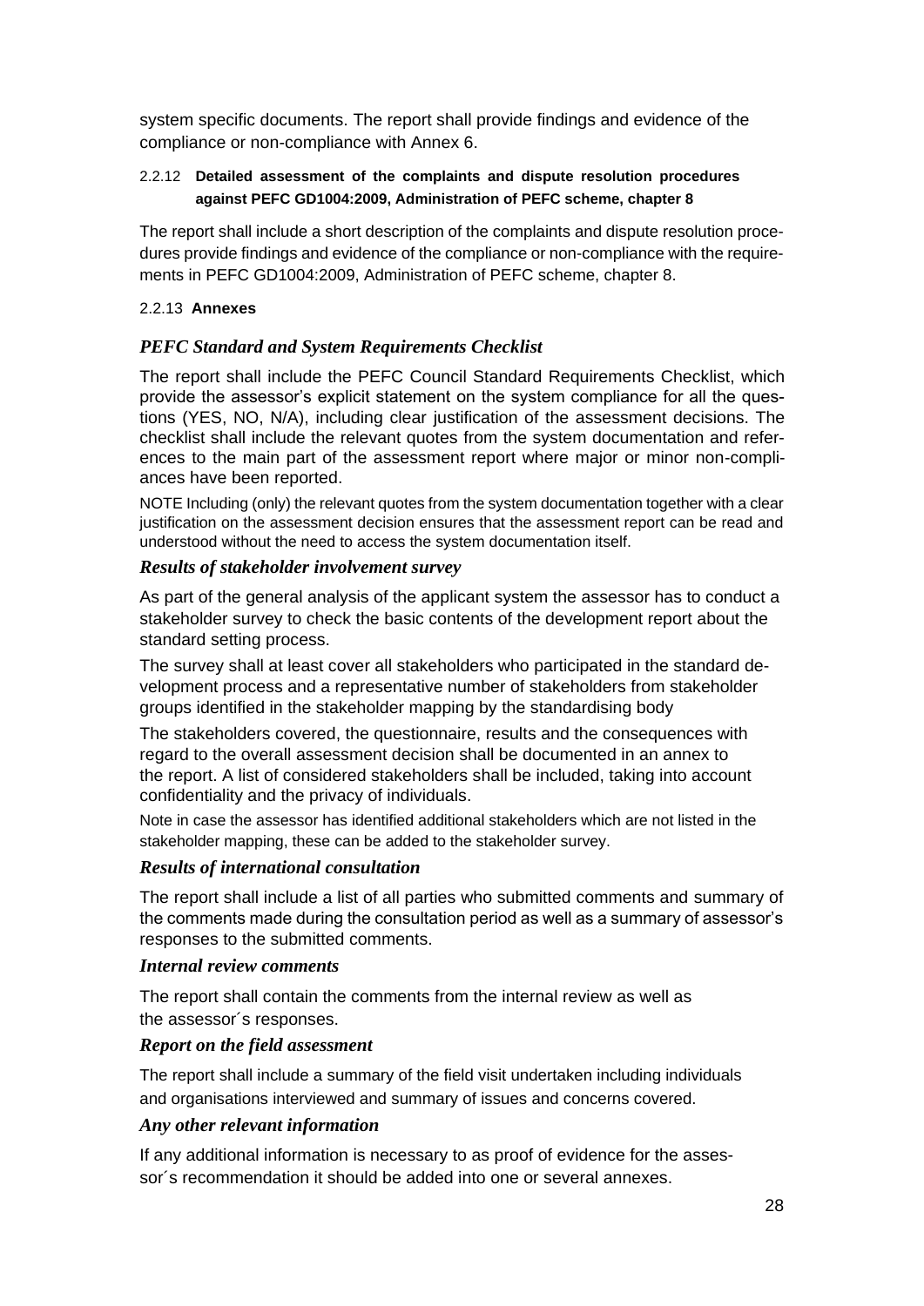system specific documents. The report shall provide findings and evidence of the compliance or non-compliance with Annex 6.

#### 2.2.12 Detailed assessment of the complaints and dispute resolution procedures against PEFC GD1004:2009, Administration of PEFC scheme, chapter 8

The report shall include a short description of the complaints and dispute resolution procedures provide findings and evidence of the compliance or non-compliance with the requirements in PEFC GD1004:2009, Administration of PEFC scheme, chapter 8.

#### 2.2.13 Annexes

##### *PEFC Standard and System Requirements Checklist*

The report shall include the PEFC Council Standard Requirements Checklist, which provide the assessor's explicit statement on the system compliance for all the questions (YES, NO, N/A), including clear justification of the assessment decisions. The checklist shall include the relevant quotes from the system documentation and references to the main part of the assessment report where major or minor non-compliances have been reported.

NOTE Including (only) the relevant quotes from the system documentation together with a clear justification on the assessment decision ensures that the assessment report can be read and understood without the need to access the system documentation itself.

##### *Results of stakeholder involvement survey*

As part of the general analysis of the applicant system the assessor has to conduct a stakeholder survey to check the basic contents of the development report about the standard setting process.

The survey shall at least cover all stakeholders who participated in the standard development process and a representative number of stakeholders from stakeholder groups identified in the stakeholder mapping by the standardising body

The stakeholders covered, the questionnaire, results and the consequences with regard to the overall assessment decision shall be documented in an annex to the report. A list of considered stakeholders shall be included, taking into account confidentiality and the privacy of individuals.

Note in case the assessor has identified additional stakeholders which are not listed in the stakeholder mapping, these can be added to the stakeholder survey.

##### *Results of international consultation*

The report shall include a list of all parties who submitted comments and summary of the comments made during the consultation period as well as a summary of assessor's responses to the submitted comments.

##### *Internal review comments*

The report shall contain the comments from the internal review as well as the assessor´s responses.

##### *Report on the field assessment*

The report shall include a summary of the field visit undertaken including individuals and organisations interviewed and summary of issues and concerns covered.

##### *Any other relevant information*

If any additional information is necessary to as proof of evidence for the assessor´s recommendation it should be added into one or several annexes.